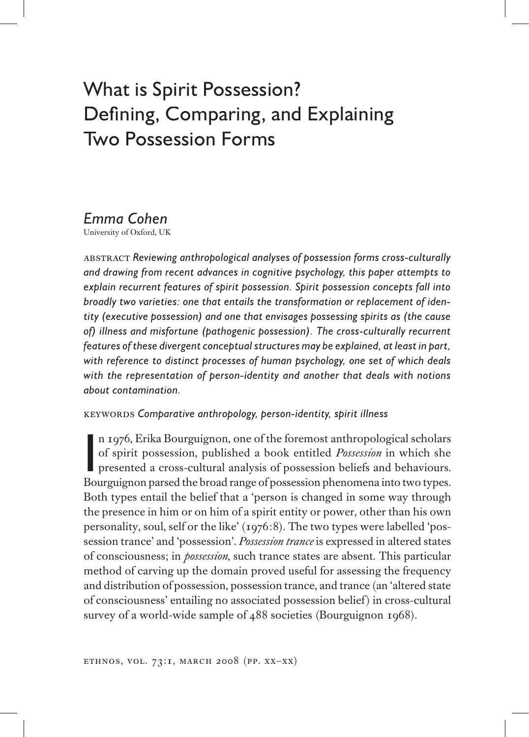# What is Spirit Possession? Defining, Comparing, and Explaining Two Possession Forms

*Emma Cohen*

University of Oxford, UK

ABSTRACT *Reviewing anthropological analyses of possession forms cross-culturally and drawing from recent advances in cognitive psychology, this paper attempts to explain recurrent features of spirit possession. Spirit possession concepts fall into broadly two varieties: one that entails the transformation or replacement of identity (executive possession) and one that envisages possessing spirits as (the cause of) illness and misfortune (pathogenic possession). The cross-culturally recurrent features of these divergent conceptual structures may be explained, at least in part, with reference to distinct processes of human psychology, one set of which deals with the representation of person-identity and another that deals with notions about contamination.*

KEYWORDS *Comparative anthropology, person-identity, spirit illness*

In 1976, Erika Bourguignon, one of the foremost anthropological scholars of spirit possession, published a book entitled *Possession* in which she presented a cross-cultural analysis of possession beliefs and behaviours. Bourguignon parsed the broad range of possession phenomena into two types. Both types entail the belief that a 'person is changed in some way through the presence in him or on him of a spirit entity or power, other than his own personality, soul, self or the like' (1976:8). The two types were labelled 'possession trance' and 'possession'. *Possession trance* is expressed in altered states of consciousness; in *possession*, such trance states are absent. This particular method of carving up the domain proved useful for assessing the frequency and distribution of possession, possession trance, and trance (an 'altered state of consciousness' entailing no associated possession belief) in cross-cultural survey of a world-wide sample of 488 societies (Bourguignon 1968).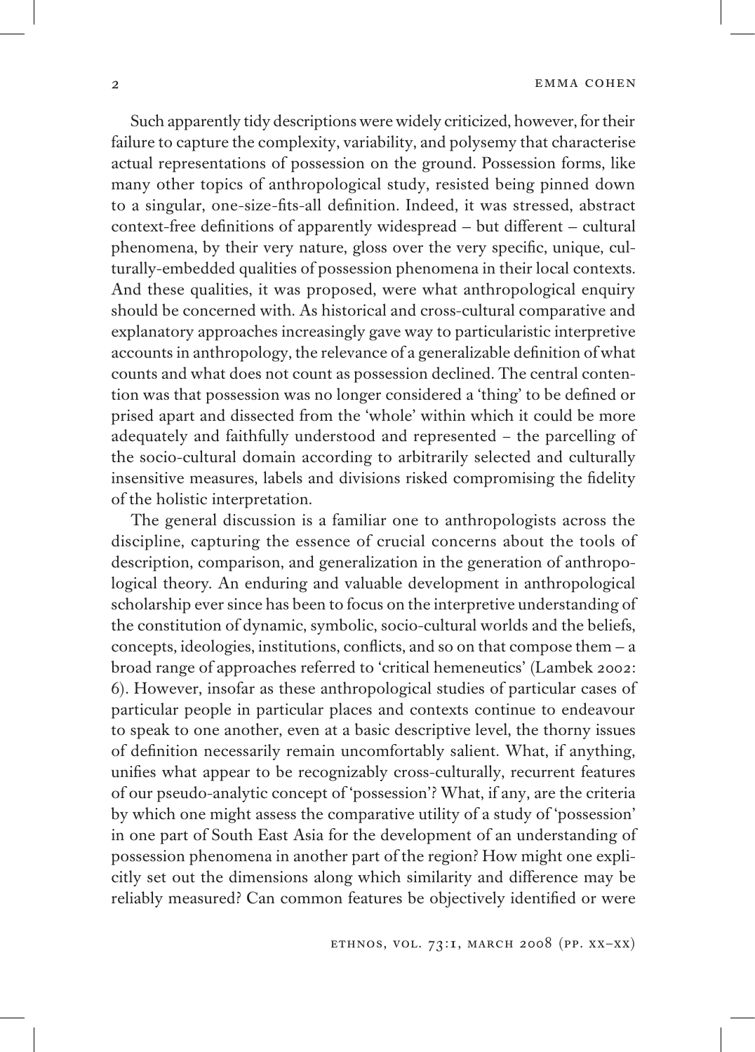Such apparently tidy descriptions were widely criticized, however, for their failure to capture the complexity, variability, and polysemy that characterise actual representations of possession on the ground. Possession forms, like many other topics of anthropological study, resisted being pinned down to a singular, one-size-fits-all definition. Indeed, it was stressed, abstract context-free definitions of apparently widespread – but different – cultural phenomena, by their very nature, gloss over the very specific, unique, culturally-embedded qualities of possession phenomena in their local contexts. And these qualities, it was proposed, were what anthropological enquiry should be concerned with. As historical and cross-cultural comparative and explanatory approaches increasingly gave way to particularistic interpretive accounts in anthropology, the relevance of a generalizable definition of what counts and what does not count as possession declined. The central contention was that possession was no longer considered a 'thing' to be defined or prised apart and dissected from the 'whole' within which it could be more adequately and faithfully understood and represented – the parcelling of the socio-cultural domain according to arbitrarily selected and culturally insensitive measures, labels and divisions risked compromising the fidelity of the holistic interpretation.

The general discussion is a familiar one to anthropologists across the discipline, capturing the essence of crucial concerns about the tools of description, comparison, and generalization in the generation of anthropological theory. An enduring and valuable development in anthropological scholarship ever since has been to focus on the interpretive understanding of the constitution of dynamic, symbolic, socio-cultural worlds and the beliefs, concepts, ideologies, institutions, conflicts, and so on that compose them – a broad range of approaches referred to 'critical hemeneuetics' (Lambek 2002: 6). However, insofar as these anthropological studies of particular cases of particular people in particular places and contexts continue to endeavour to speak to one another, even at a basic descriptive level, the thorny issues of definition necessarily remain uncomfortably salient. What, if anything, unifies what appear to be recognizably cross-culturally, recurrent features of our pseudo-analytic concept of 'possession'? What, if any, are the criteria by which one might assess the comparative utility of a study of 'possession' in one part of South East Asia for the development of an understanding of possession phenomena in another part of the region? How might one explicitly set out the dimensions along which similarity and difference may be reliably measured? Can common features be objectively identified or were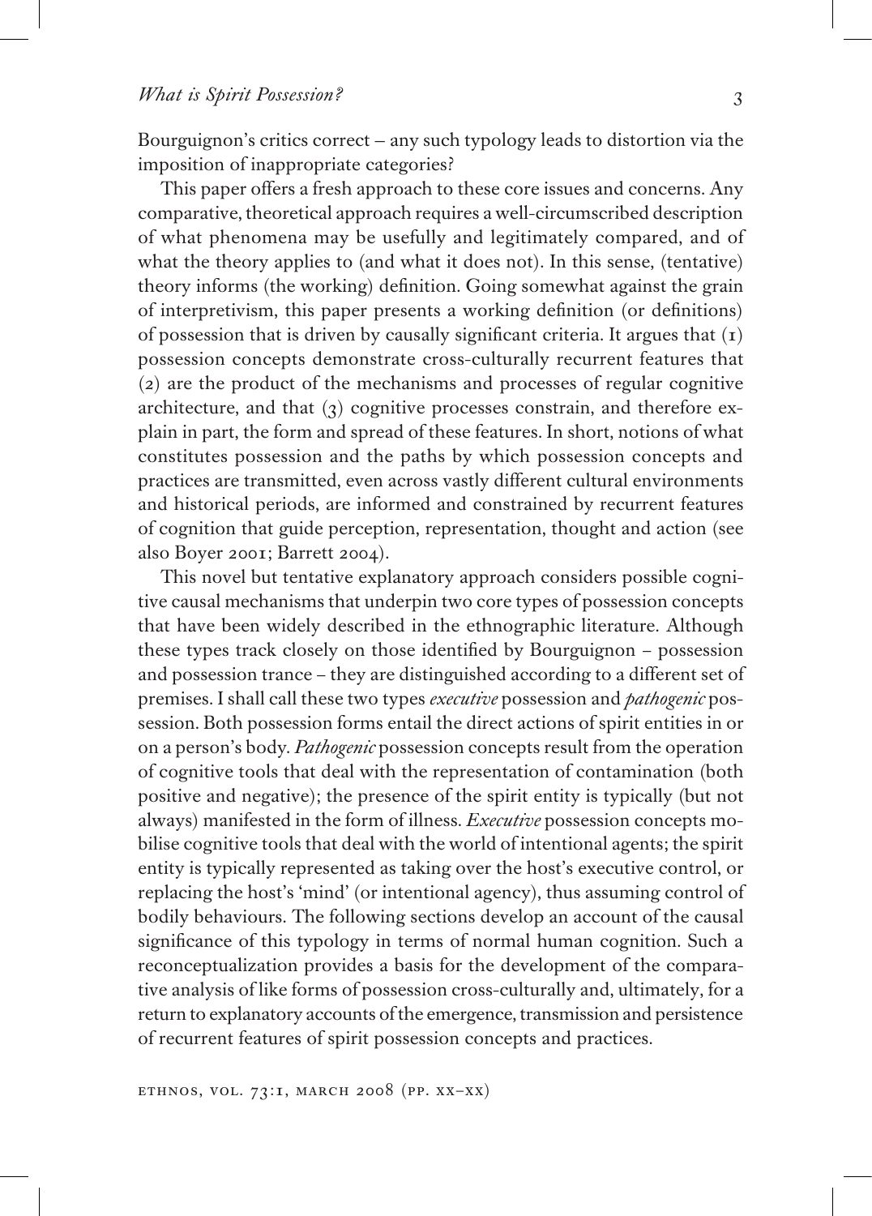Bourguignon's critics correct – any such typology leads to distortion via the imposition of inappropriate categories?

This paper offers a fresh approach to these core issues and concerns. Any comparative, theoretical approach requires a well-circumscribed description of what phenomena may be usefully and legitimately compared, and of what the theory applies to (and what it does not). In this sense, (tentative) theory informs (the working) definition. Going somewhat against the grain of interpretivism, this paper presents a working definition (or definitions) of possession that is driven by causally significant criteria. It argues that (1) possession concepts demonstrate cross-culturally recurrent features that (2) are the product of the mechanisms and processes of regular cognitive architecture, and that (3) cognitive processes constrain, and therefore explain in part, the form and spread of these features. In short, notions of what constitutes possession and the paths by which possession concepts and practices are transmitted, even across vastly different cultural environments and historical periods, are informed and constrained by recurrent features of cognition that guide perception, representation, thought and action (see also Boyer 2001; Barrett 2004).

This novel but tentative explanatory approach considers possible cognitive causal mechanisms that underpin two core types of possession concepts that have been widely described in the ethnographic literature. Although these types track closely on those identified by Bourguignon – possession and possession trance – they are distinguished according to a different set of premises. I shall call these two types *executive* possession and *pathogenic* possession. Both possession forms entail the direct actions of spirit entities in or on a person's body. *Pathogenic* possession concepts result from the operation of cognitive tools that deal with the representation of contamination (both positive and negative); the presence of the spirit entity is typically (but not always) manifested in the form of illness. *Executive* possession concepts mobilise cognitive tools that deal with the world of intentional agents; the spirit entity is typically represented as taking over the host's executive control, or replacing the host's 'mind' (or intentional agency), thus assuming control of bodily behaviours. The following sections develop an account of the causal significance of this typology in terms of normal human cognition. Such a reconceptualization provides a basis for the development of the comparative analysis of like forms of possession cross-culturally and, ultimately, for a return to explanatory accounts of the emergence, transmission and persistence of recurrent features of spirit possession concepts and practices.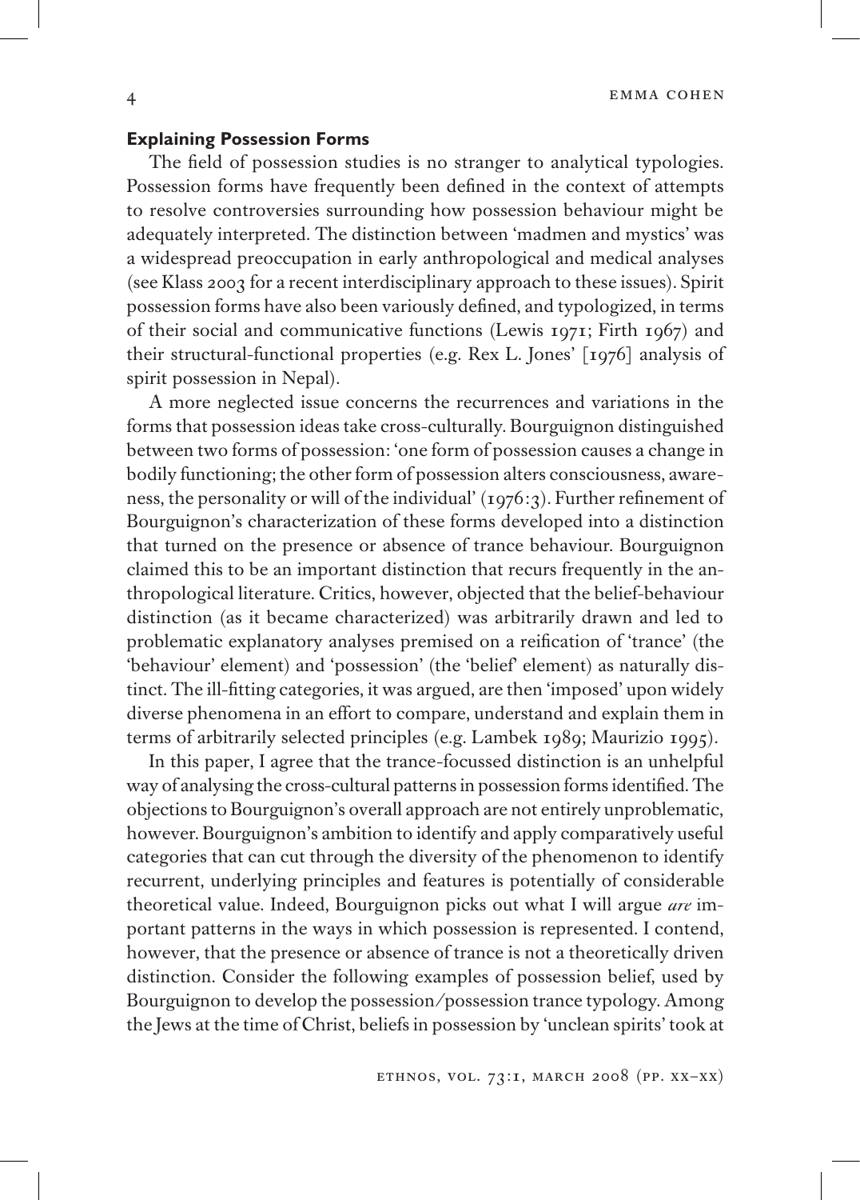### Explaining Possession Forms

The field of possession studies is no stranger to analytical typologies. Possession forms have frequently been defined in the context of attempts to resolve controversies surrounding how possession behaviour might be adequately interpreted. The distinction between 'madmen and mystics' was a widespread preoccupation in early anthropological and medical analyses (see Klass 2003 for a recent interdisciplinary approach to these issues). Spirit possession forms have also been variously defined, and typologized, in terms of their social and communicative functions (Lewis 1971; Firth 1967) and their structural-functional properties (e.g. Rex L. Jones' [1976] analysis of spirit possession in Nepal).

A more neglected issue concerns the recurrences and variations in the forms that possession ideas take cross-culturally. Bourguignon distinguished between two forms of possession: 'one form of possession causes a change in bodily functioning; the other form of possession alters consciousness, awareness, the personality or will of the individual' (1976:3). Further refinement of Bourguignon's characterization of these forms developed into a distinction that turned on the presence or absence of trance behaviour. Bourguignon claimed this to be an important distinction that recurs frequently in the anthropological literature. Critics, however, objected that the belief-behaviour distinction (as it became characterized) was arbitrarily drawn and led to problematic explanatory analyses premised on a reification of 'trance' (the 'behaviour' element) and 'possession' (the 'belief' element) as naturally distinct. The ill-fitting categories, it was argued, are then 'imposed' upon widely diverse phenomena in an effort to compare, understand and explain them in terms of arbitrarily selected principles (e.g. Lambek 1989; Maurizio 1995).

In this paper, I agree that the trance-focussed distinction is an unhelpful way of analysing the cross-cultural patterns in possession forms identified. The objections to Bourguignon's overall approach are not entirely unproblematic, however. Bourguignon's ambition to identify and apply comparatively useful categories that can cut through the diversity of the phenomenon to identify recurrent, underlying principles and features is potentially of considerable theoretical value. Indeed, Bourguignon picks out what I will argue *are* important patterns in the ways in which possession is represented. I contend, however, that the presence or absence of trance is not a theoretically driven distinction. Consider the following examples of possession belief, used by Bourguignon to develop the possession/possession trance typology. Among the Jews at the time of Christ, beliefs in possession by 'unclean spirits' took at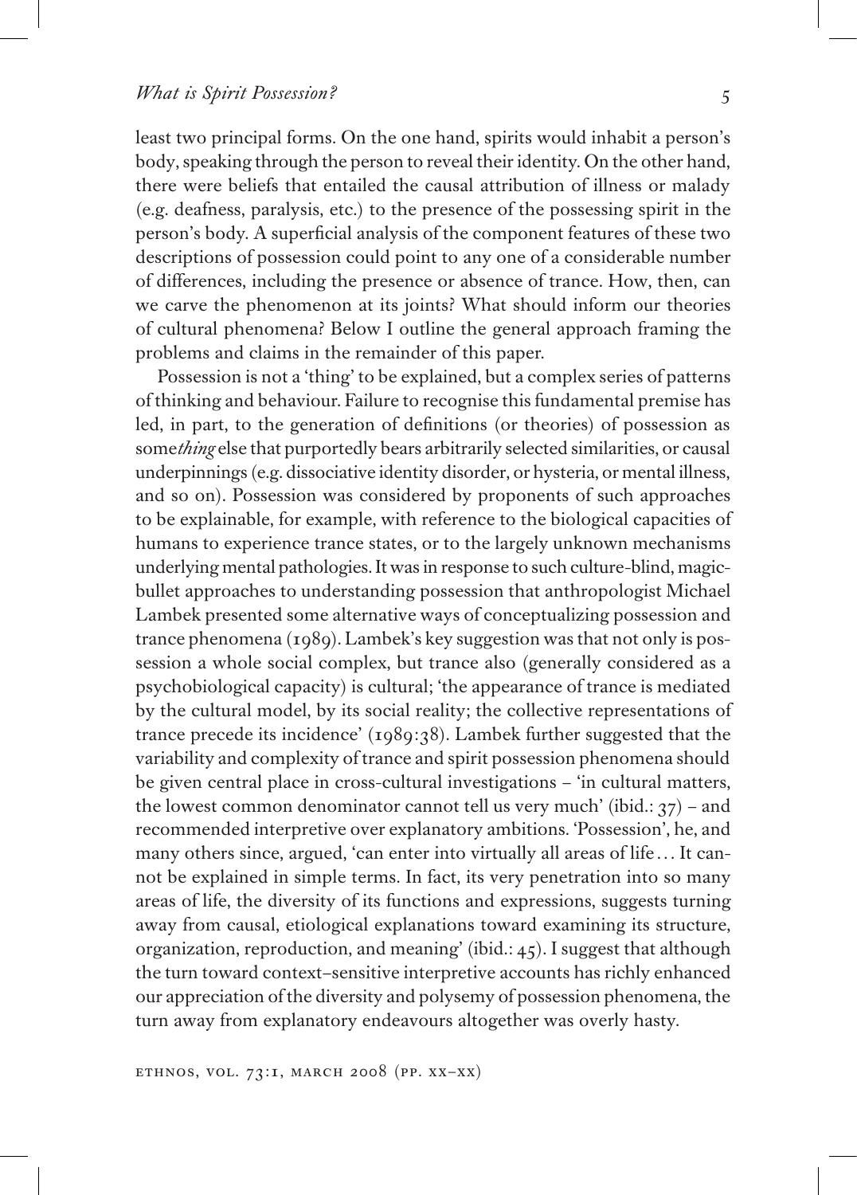least two principal forms. On the one hand, spirits would inhabit a person's body, speaking through the person to reveal their identity. On the other hand, there were beliefs that entailed the causal attribution of illness or malady (e.g. deafness, paralysis, etc.) to the presence of the possessing spirit in the person's body. A superficial analysis of the component features of these two descriptions of possession could point to any one of a considerable number of differences, including the presence or absence of trance. How, then, can we carve the phenomenon at its joints? What should inform our theories of cultural phenomena? Below I outline the general approach framing the problems and claims in the remainder of this paper.

Possession is not a 'thing' to be explained, but a complex series of patterns of thinking and behaviour. Failure to recognise this fundamental premise has led, in part, to the generation of definitions (or theories) of possession as some*thing* else that purportedly bears arbitrarily selected similarities, or causal underpinnings (e.g. dissociative identity disorder, or hysteria, or mental illness, and so on). Possession was considered by proponents of such approaches to be explainable, for example, with reference to the biological capacities of humans to experience trance states, or to the largely unknown mechanisms underlying mental pathologies. It was in response to such culture-blind, magic-bullet approaches to understanding possession that anthropologist Michael Lambek presented some alternative ways of conceptualizing possession and trance phenomena (1989). Lambek's key suggestion was that not only is possession a whole social complex, but trance also (generally considered as a psychobiological capacity) is cultural; 'the appearance of trance is mediated by the cultural model, by its social reality; the collective representations of trance precede its incidence' (1989:38). Lambek further suggested that the variability and complexity of trance and spirit possession phenomena should be given central place in cross-cultural investigations – 'in cultural matters, the lowest common denominator cannot tell us very much' (ibid.: 37) – and recommended interpretive over explanatory ambitions. 'Possession', he, and many others since, argued, 'can enter into virtually all areas of life … It cannot be explained in simple terms. In fact, its very penetration into so many areas of life, the diversity of its functions and expressions, suggests turning away from causal, etiological explanations toward examining its structure, organization, reproduction, and meaning' (ibid.: 45). I suggest that although the turn toward context-sensitive interpretive accounts has richly enhanced our appreciation of the diversity and polysemy of possession phenomena, the turn away from explanatory endeavours altogether was overly hasty.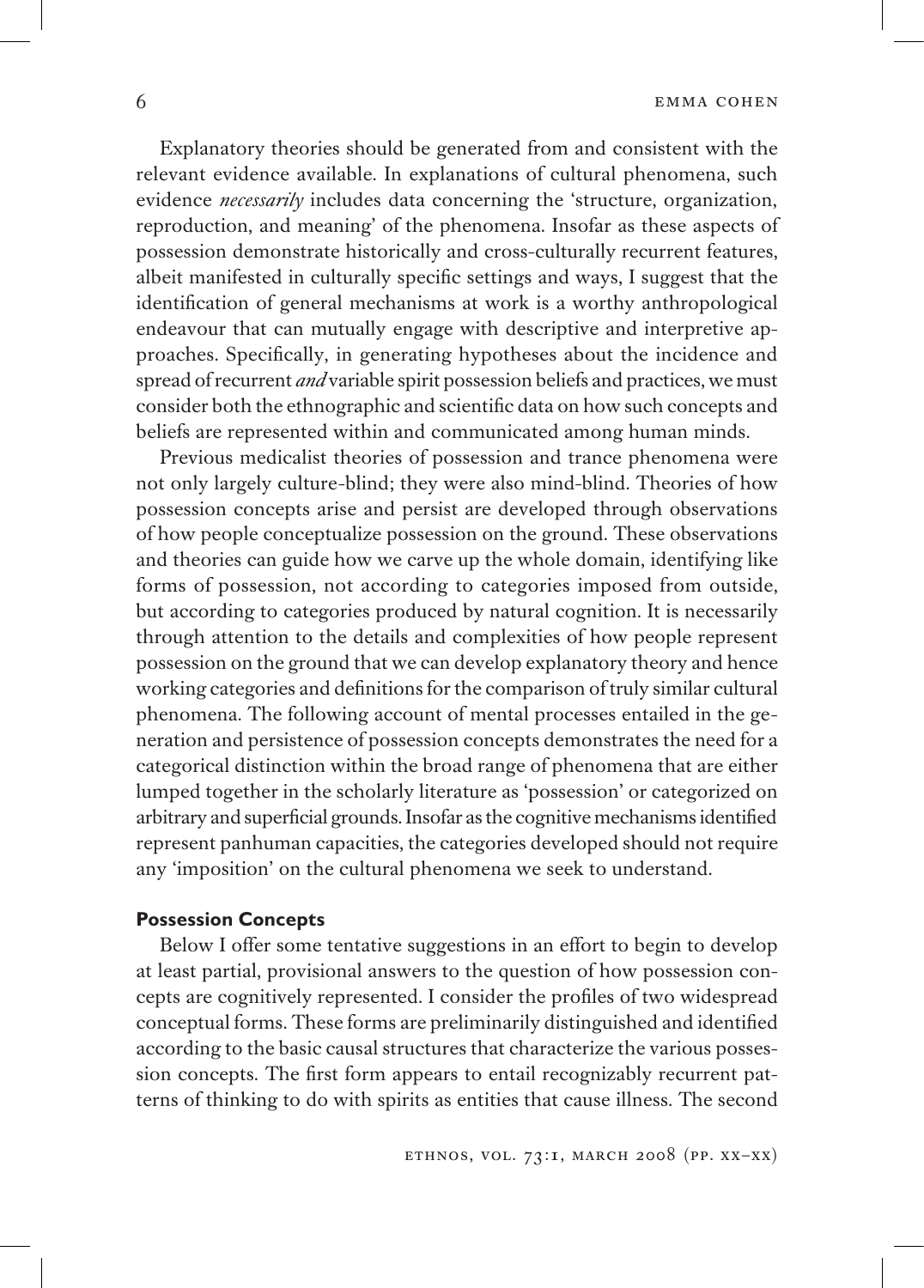Explanatory theories should be generated from and consistent with the relevant evidence available. In explanations of cultural phenomena, such evidence *necessarily* includes data concerning the 'structure, organization, reproduction, and meaning' of the phenomena. Insofar as these aspects of possession demonstrate historically and cross-culturally recurrent features, albeit manifested in culturally specific settings and ways, I suggest that the identification of general mechanisms at work is a worthy anthropological endeavour that can mutually engage with descriptive and interpretive approaches. Specifically, in generating hypotheses about the incidence and spread of recurrent *and* variable spirit possession beliefs and practices, we must consider both the ethnographic and scientific data on how such concepts and beliefs are represented within and communicated among human minds.

Previous medicalist theories of possession and trance phenomena were not only largely culture-blind; they were also mind-blind. Theories of how possession concepts arise and persist are developed through observations of how people conceptualize possession on the ground. These observations and theories can guide how we carve up the whole domain, identifying like forms of possession, not according to categories imposed from outside, but according to categories produced by natural cognition. It is necessarily through attention to the details and complexities of how people represent possession on the ground that we can develop explanatory theory and hence working categories and definitions for the comparison of truly similar cultural phenomena. The following account of mental processes entailed in the generation and persistence of possession concepts demonstrates the need for a categorical distinction within the broad range of phenomena that are either lumped together in the scholarly literature as 'possession' or categorized on arbitrary and superficial grounds. Insofar as the cognitive mechanisms identified represent panhuman capacities, the categories developed should not require any 'imposition' on the cultural phenomena we seek to understand.

## Possession Concepts

Below I offer some tentative suggestions in an effort to begin to develop at least partial, provisional answers to the question of how possession concepts are cognitively represented. I consider the profiles of two widespread conceptual forms. These forms are preliminarily distinguished and identified according to the basic causal structures that characterize the various possession concepts. The first form appears to entail recognizably recurrent patterns of thinking to do with spirits as entities that cause illness. The second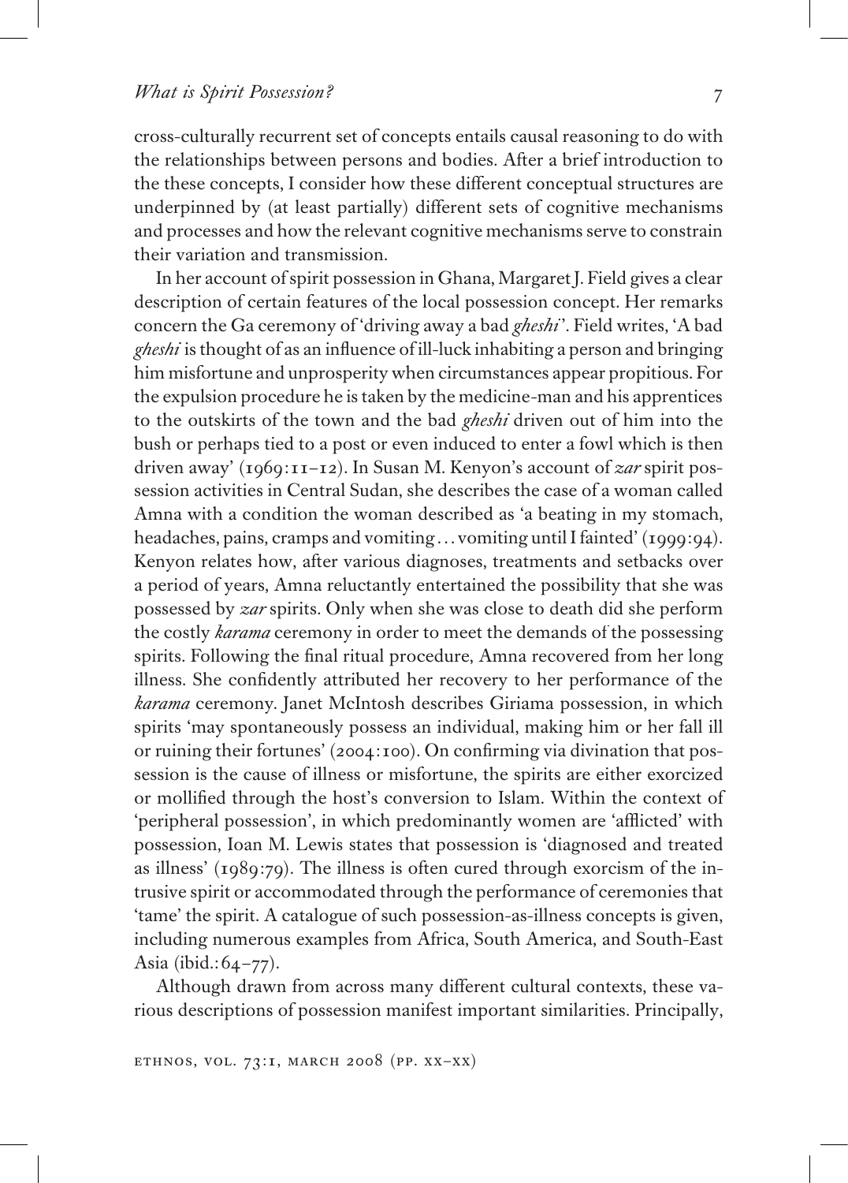cross-culturally recurrent set of concepts entails causal reasoning to do with the relationships between persons and bodies. After a brief introduction to the these concepts, I consider how these different conceptual structures are underpinned by (at least partially) different sets of cognitive mechanisms and processes and how the relevant cognitive mechanisms serve to constrain their variation and transmission.

In her account of spirit possession in Ghana, Margaret J. Field gives a clear description of certain features of the local possession concept. Her remarks concern the Ga ceremony of 'driving away a bad *gheshi*'. Field writes, 'A bad *gheshi* is thought of as an influence of ill-luck inhabiting a person and bringing him misfortune and unprosperity when circumstances appear propitious. For the expulsion procedure he is taken by the medicine-man and his apprentices to the outskirts of the town and the bad *gheshi* driven out of him into the bush or perhaps tied to a post or even induced to enter a fowl which is then driven away' (1969:11–12). In Susan M. Kenyon's account of *zar* spirit possession activities in Central Sudan, she describes the case of a woman called Amna with a condition the woman described as 'a beating in my stomach, headaches, pains, cramps and vomiting . . . vomiting until I fainted' (1999:94). Kenyon relates how, after various diagnoses, treatments and setbacks over a period of years, Amna reluctantly entertained the possibility that she was possessed by *zar* spirits. Only when she was close to death did she perform the costly *karama* ceremony in order to meet the demands of the possessing spirits. Following the final ritual procedure, Amna recovered from her long illness. She confidently attributed her recovery to her performance of the *karama* ceremony. Janet McIntosh describes Giriama possession, in which spirits 'may spontaneously possess an individual, making him or her fall ill or ruining their fortunes' (2004:100). On confirming via divination that possession is the cause of illness or misfortune, the spirits are either exorcized or mollified through the host's conversion to Islam. Within the context of 'peripheral possession', in which predominantly women are 'afflicted' with possession, Ioan M. Lewis states that possession is 'diagnosed and treated as illness' (1989:79). The illness is often cured through exorcism of the intrusive spirit or accommodated through the performance of ceremonies that 'tame' the spirit. A catalogue of such possession-as-illness concepts is given, including numerous examples from Africa, South America, and South-East Asia (ibid.:64–77).

Although drawn from across many different cultural contexts, these various descriptions of possession manifest important similarities. Principally,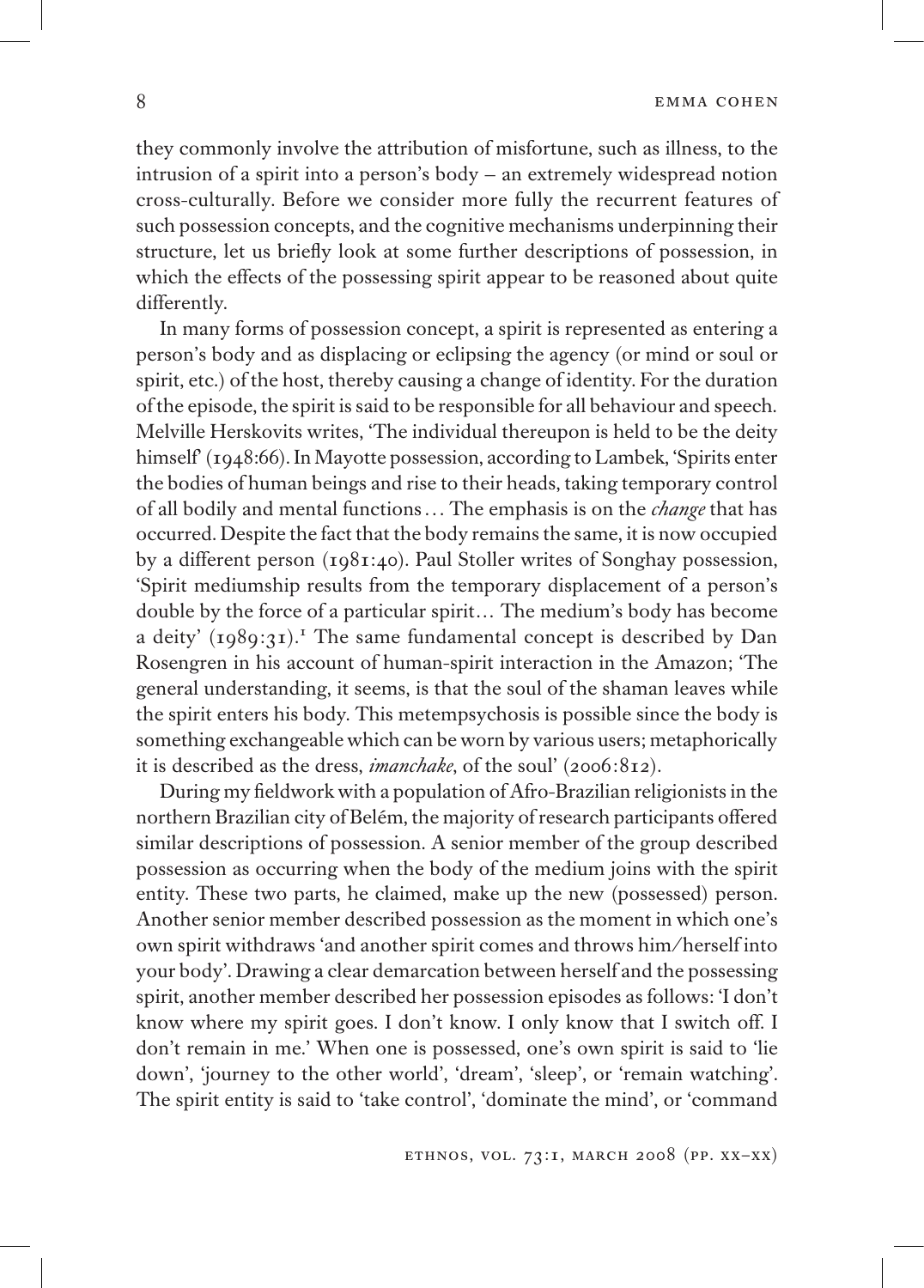they commonly involve the attribution of misfortune, such as illness, to the intrusion of a spirit into a person's body – an extremely widespread notion cross-culturally. Before we consider more fully the recurrent features of such possession concepts, and the cognitive mechanisms underpinning their structure, let us briefly look at some further descriptions of possession, in which the effects of the possessing spirit appear to be reasoned about quite differently.

In many forms of possession concept, a spirit is represented as entering a person's body and as displacing or eclipsing the agency (or mind or soul or spirit, etc.) of the host, thereby causing a change of identity. For the duration of the episode, the spirit is said to be responsible for all behaviour and speech. Melville Herskovits writes, 'The individual thereupon is held to be the deity himself' (1948:66). In Mayotte possession, according to Lambek, 'Spirits enter the bodies of human beings and rise to their heads, taking temporary control of all bodily and mental functions . . . The emphasis is on the *change* that has occurred. Despite the fact that the body remains the same, it is now occupied by a different person (1981:40). Paul Stoller writes of Songhay possession, 'Spirit mediumship results from the temporary displacement of a person's double by the force of a particular spirit… The medium's body has become a deity' (1989:31).[1] The same fundamental concept is described by Dan Rosengren in his account of human-spirit interaction in the Amazon; 'The general understanding, it seems, is that the soul of the shaman leaves while the spirit enters his body. This metempsychosis is possible since the body is something exchangeable which can be worn by various users; metaphorically it is described as the dress, *imanchake*, of the soul' (2006:812).

During my fieldwork with a population of Afro-Brazilian religionists in the northern Brazilian city of Belém, the majority of research participants offered similar descriptions of possession. A senior member of the group described possession as occurring when the body of the medium joins with the spirit entity. These two parts, he claimed, make up the new (possessed) person. Another senior member described possession as the moment in which one's own spirit withdraws 'and another spirit comes and throws him/herself into your body'. Drawing a clear demarcation between herself and the possessing spirit, another member described her possession episodes as follows: 'I don't know where my spirit goes. I don't know. I only know that I switch off. I don't remain in me.' When one is possessed, one's own spirit is said to 'lie down', 'journey to the other world', 'dream', 'sleep', or 'remain watching'. The spirit entity is said to 'take control', 'dominate the mind', or 'command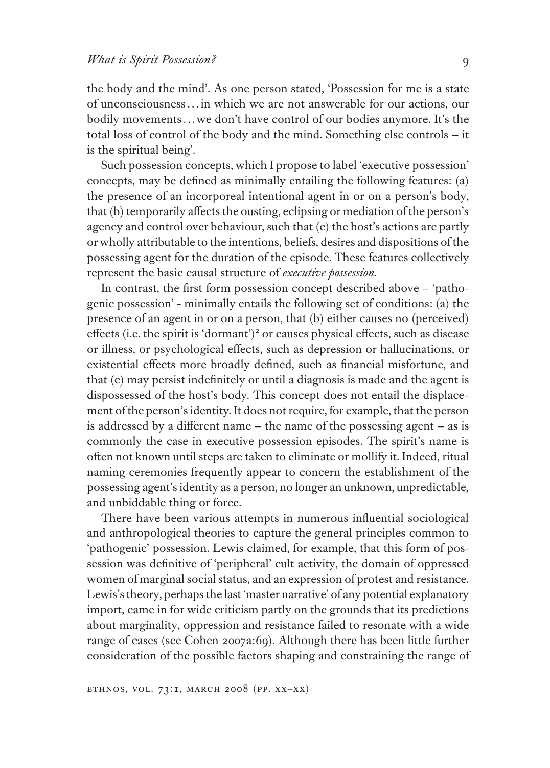the body and the mind'. As one person stated, 'Possession for me is a state of unconsciousness...in which we are not answerable for our actions, our bodily movements...we don't have control of our bodies anymore. It's the total loss of control of the body and the mind. Something else controls – it is the spiritual being'.

Such possession concepts, which I propose to label 'executive possession' concepts, may be defined as minimally entailing the following features: (a) the presence of an incorporeal intentional agent in or on a person's body, that (b) temporarily affects the ousting, eclipsing or mediation of the person's agency and control over behaviour, such that (c) the host's actions are partly or wholly attributable to the intentions, beliefs, desires and dispositions of the possessing agent for the duration of the episode. These features collectively represent the basic causal structure of *executive possession*.

In contrast, the first form possession concept described above – 'pathogenic possession' - minimally entails the following set of conditions: (a) the presence of an agent in or on a person, that (b) either causes no (perceived) effects (i.e. the spirit is 'dormant')[2] or causes physical effects, such as disease or illness, or psychological effects, such as depression or hallucinations, or existential effects more broadly defined, such as financial misfortune, and that (c) may persist indefinitely or until a diagnosis is made and the agent is dispossessed of the host's body. This concept does not entail the displacement of the person's identity. It does not require, for example, that the person is addressed by a different name – the name of the possessing agent – as is commonly the case in executive possession episodes. The spirit's name is often not known until steps are taken to eliminate or mollify it. Indeed, ritual naming ceremonies frequently appear to concern the establishment of the possessing agent's identity as a person, no longer an unknown, unpredictable, and unbiddable thing or force.

There have been various attempts in numerous influential sociological and anthropological theories to capture the general principles common to 'pathogenic' possession. Lewis claimed, for example, that this form of possession was definitive of 'peripheral' cult activity, the domain of oppressed women of marginal social status, and an expression of protest and resistance. Lewis's theory, perhaps the last 'master narrative' of any potential explanatory import, came in for wide criticism partly on the grounds that its predictions about marginality, oppression and resistance failed to resonate with a wide range of cases (see Cohen 2007a:69). Although there has been little further consideration of the possible factors shaping and constraining the range of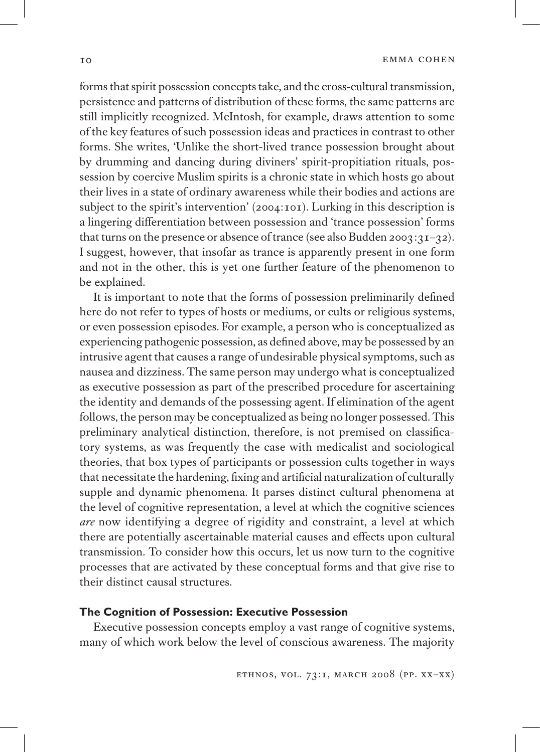forms that spirit possession concepts take, and the cross-cultural transmission, persistence and patterns of distribution of these forms, the same patterns are still implicitly recognized. McIntosh, for example, draws attention to some of the key features of such possession ideas and practices in contrast to other forms. She writes, 'Unlike the short-lived trance possession brought about by drumming and dancing during diviners' spirit-propitiation rituals, possession by coercive Muslim spirits is a chronic state in which hosts go about their lives in a state of ordinary awareness while their bodies and actions are subject to the spirit's intervention' (2004:101). Lurking in this description is a lingering differentiation between possession and 'trance possession' forms that turns on the presence or absence of trance (see also Budden 2003:31–32). I suggest, however, that insofar as trance is apparently present in one form and not in the other, this is yet one further feature of the phenomenon to be explained.

It is important to note that the forms of possession preliminarily defined here do not refer to types of hosts or mediums, or cults or religious systems, or even possession episodes. For example, a person who is conceptualized as experiencing pathogenic possession, as defined above, may be possessed by an intrusive agent that causes a range of undesirable physical symptoms, such as nausea and dizziness. The same person may undergo what is conceptualized as executive possession as part of the prescribed procedure for ascertaining the identity and demands of the possessing agent. If elimination of the agent follows, the person may be conceptualized as being no longer possessed. This preliminary analytical distinction, therefore, is not premised on classificatory systems, as was frequently the case with medicalist and sociological theories, that box types of participants or possession cults together in ways that necessitate the hardening, fixing and artificial naturalization of culturally supple and dynamic phenomena. It parses distinct cultural phenomena at the level of cognitive representation, a level at which the cognitive sciences *are* now identifying a degree of rigidity and constraint, a level at which there are potentially ascertainable material causes and effects upon cultural transmission. To consider how this occurs, let us now turn to the cognitive processes that are activated by these conceptual forms and that give rise to their distinct causal structures.

## The Cognition of Possession: Executive Possession

Executive possession concepts employ a vast range of cognitive systems, many of which work below the level of conscious awareness. The majority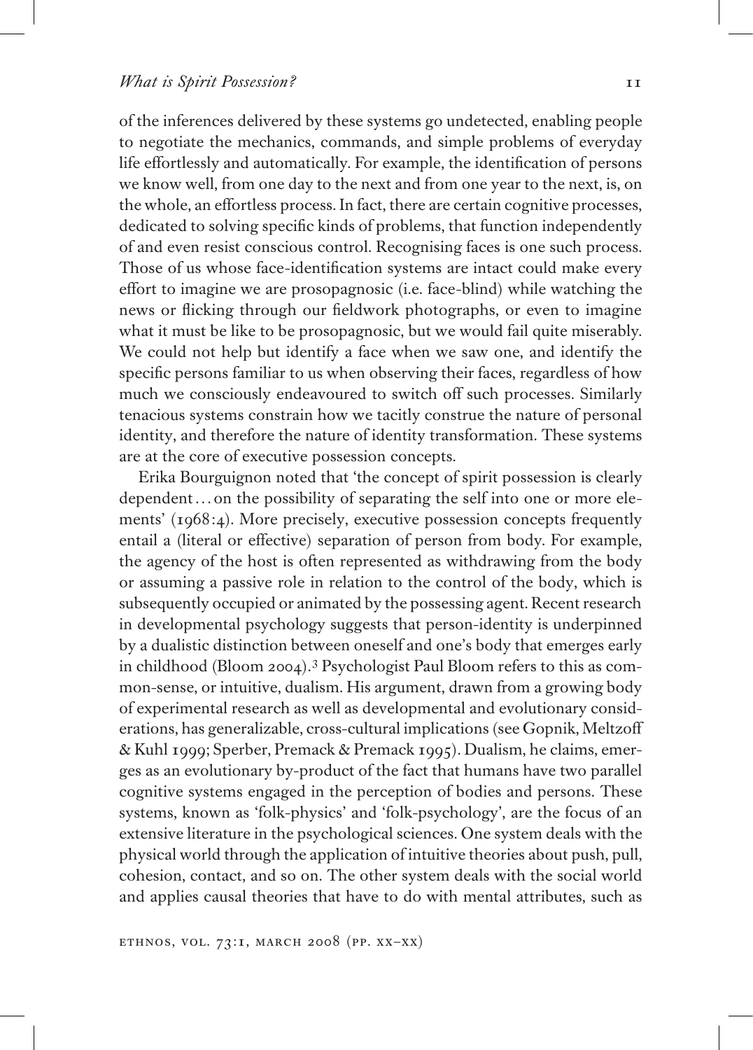of the inferences delivered by these systems go undetected, enabling people to negotiate the mechanics, commands, and simple problems of everyday life effortlessly and automatically. For example, the identification of persons we know well, from one day to the next and from one year to the next, is, on the whole, an effortless process. In fact, there are certain cognitive processes, dedicated to solving specific kinds of problems, that function independently of and even resist conscious control. Recognising faces is one such process. Those of us whose face-identification systems are intact could make every effort to imagine we are prosopagnosic (i.e. face-blind) while watching the news or flicking through our fieldwork photographs, or even to imagine what it must be like to be prosopagnosic, but we would fail quite miserably. We could not help but identify a face when we saw one, and identify the specific persons familiar to us when observing their faces, regardless of how much we consciously endeavoured to switch off such processes. Similarly tenacious systems constrain how we tacitly construe the nature of personal identity, and therefore the nature of identity transformation. These systems are at the core of executive possession concepts.

Erika Bourguignon noted that 'the concept of spirit possession is clearly dependent . . . on the possibility of separating the self into one or more elements' (1968:4). More precisely, executive possession concepts frequently entail a (literal or effective) separation of person from body. For example, the agency of the host is often represented as withdrawing from the body or assuming a passive role in relation to the control of the body, which is subsequently occupied or animated by the possessing agent. Recent research in developmental psychology suggests that person-identity is underpinned by a dualistic distinction between oneself and one's body that emerges early in childhood (Bloom 2004).[3] Psychologist Paul Bloom refers to this as common-sense, or intuitive, dualism. His argument, drawn from a growing body of experimental research as well as developmental and evolutionary considerations, has generalizable, cross-cultural implications (see Gopnik, Meltzoff & Kuhl 1999; Sperber, Premack & Premack 1995). Dualism, he claims, emerges as an evolutionary by-product of the fact that humans have two parallel cognitive systems engaged in the perception of bodies and persons. These systems, known as 'folk-physics' and 'folk-psychology', are the focus of an extensive literature in the psychological sciences. One system deals with the physical world through the application of intuitive theories about push, pull, cohesion, contact, and so on. The other system deals with the social world and applies causal theories that have to do with mental attributes, such as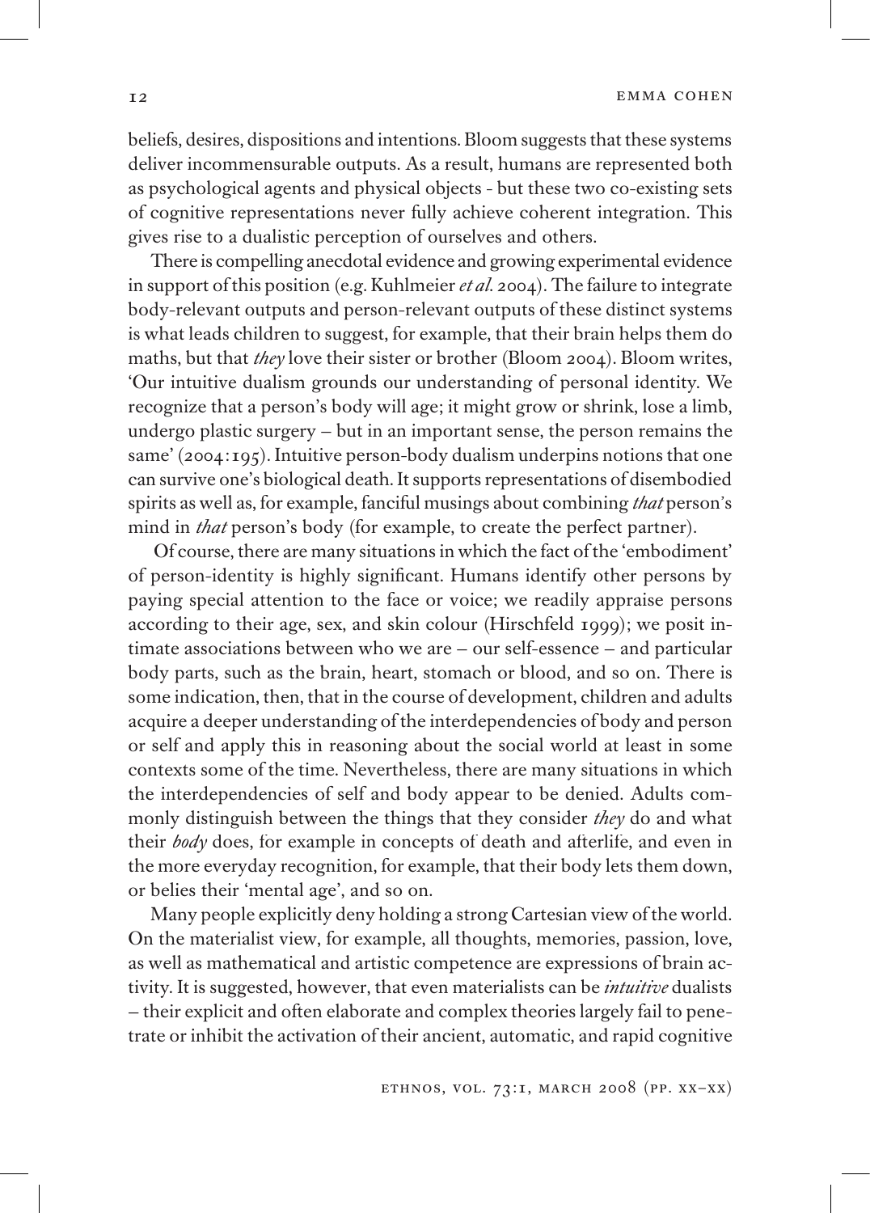beliefs, desires, dispositions and intentions. Bloom suggests that these systems deliver incommensurable outputs. As a result, humans are represented both as psychological agents and physical objects - but these two co-existing sets of cognitive representations never fully achieve coherent integration. This gives rise to a dualistic perception of ourselves and others.

There is compelling anecdotal evidence and growing experimental evidence in support of this position (e.g. Kuhlmeier *et al.* 2004). The failure to integrate body-relevant outputs and person-relevant outputs of these distinct systems is what leads children to suggest, for example, that their brain helps them do maths, but that *they* love their sister or brother (Bloom 2004). Bloom writes, 'Our intuitive dualism grounds our understanding of personal identity. We recognize that a person's body will age; it might grow or shrink, lose a limb, undergo plastic surgery – but in an important sense, the person remains the same' (2004:195). Intuitive person-body dualism underpins notions that one can survive one's biological death. It supports representations of disembodied spirits as well as, for example, fanciful musings about combining *that* person's mind in *that* person's body (for example, to create the perfect partner).

Of course, there are many situations in which the fact of the 'embodiment' of person-identity is highly significant. Humans identify other persons by paying special attention to the face or voice; we readily appraise persons according to their age, sex, and skin colour (Hirschfeld 1999); we posit intimate associations between who we are – our self-essence – and particular body parts, such as the brain, heart, stomach or blood, and so on. There is some indication, then, that in the course of development, children and adults acquire a deeper understanding of the interdependencies of body and person or self and apply this in reasoning about the social world at least in some contexts some of the time. Nevertheless, there are many situations in which the interdependencies of self and body appear to be denied. Adults commonly distinguish between the things that they consider *they* do and what their *body* does, for example in concepts of death and afterlife, and even in the more everyday recognition, for example, that their body lets them down, or belies their 'mental age', and so on.

Many people explicitly deny holding a strong Cartesian view of the world. On the materialist view, for example, all thoughts, memories, passion, love, as well as mathematical and artistic competence are expressions of brain activity. It is suggested, however, that even materialists can be *intuitive* dualists – their explicit and often elaborate and complex theories largely fail to penetrate or inhibit the activation of their ancient, automatic, and rapid cognitive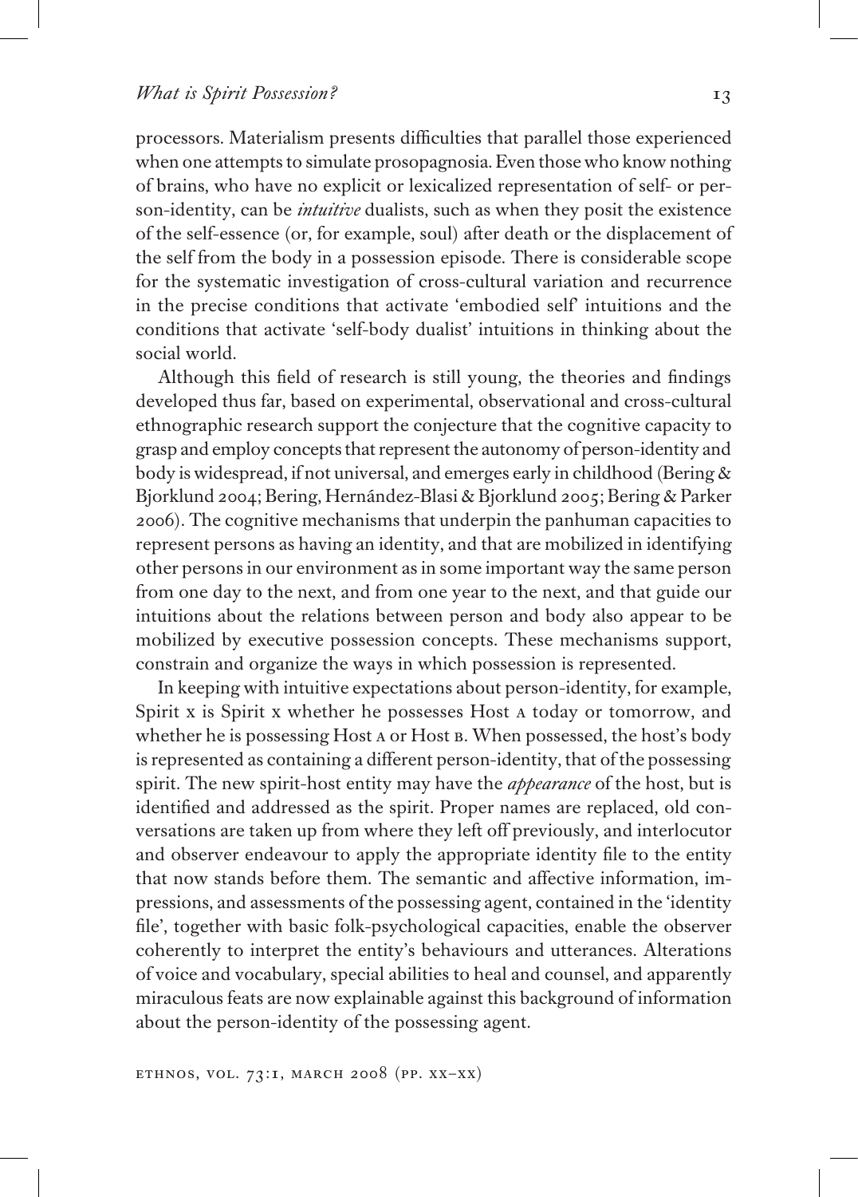processors. Materialism presents difficulties that parallel those experienced when one attempts to simulate prosopagnosia. Even those who know nothing of brains, who have no explicit or lexicalized representation of self- or person-identity, can be *intuitive* dualists, such as when they posit the existence of the self-essence (or, for example, soul) after death or the displacement of the self from the body in a possession episode. There is considerable scope for the systematic investigation of cross-cultural variation and recurrence in the precise conditions that activate 'embodied self' intuitions and the conditions that activate 'self-body dualist' intuitions in thinking about the social world.

Although this field of research is still young, the theories and findings developed thus far, based on experimental, observational and cross-cultural ethnographic research support the conjecture that the cognitive capacity to grasp and employ concepts that represent the autonomy of person-identity and body is widespread, if not universal, and emerges early in childhood (Bering & Bjorklund 2004; Bering, Hernández-Blasi & Bjorklund 2005; Bering & Parker 2006). The cognitive mechanisms that underpin the panhuman capacities to represent persons as having an identity, and that are mobilized in identifying other persons in our environment as in some important way the same person from one day to the next, and from one year to the next, and that guide our intuitions about the relations between person and body also appear to be mobilized by executive possession concepts. These mechanisms support, constrain and organize the ways in which possession is represented.

In keeping with intuitive expectations about person-identity, for example, Spirit X is Spirit X whether he possesses Host A today or tomorrow, and whether he is possessing Host A or Host B. When possessed, the host's body is represented as containing a different person-identity, that of the possessing spirit. The new spirit-host entity may have the *appearance* of the host, but is identified and addressed as the spirit. Proper names are replaced, old conversations are taken up from where they left off previously, and interlocutor and observer endeavour to apply the appropriate identity file to the entity that now stands before them. The semantic and affective information, impressions, and assessments of the possessing agent, contained in the 'identity file', together with basic folk-psychological capacities, enable the observer coherently to interpret the entity's behaviours and utterances. Alterations of voice and vocabulary, special abilities to heal and counsel, and apparently miraculous feats are now explainable against this background of information about the person-identity of the possessing agent.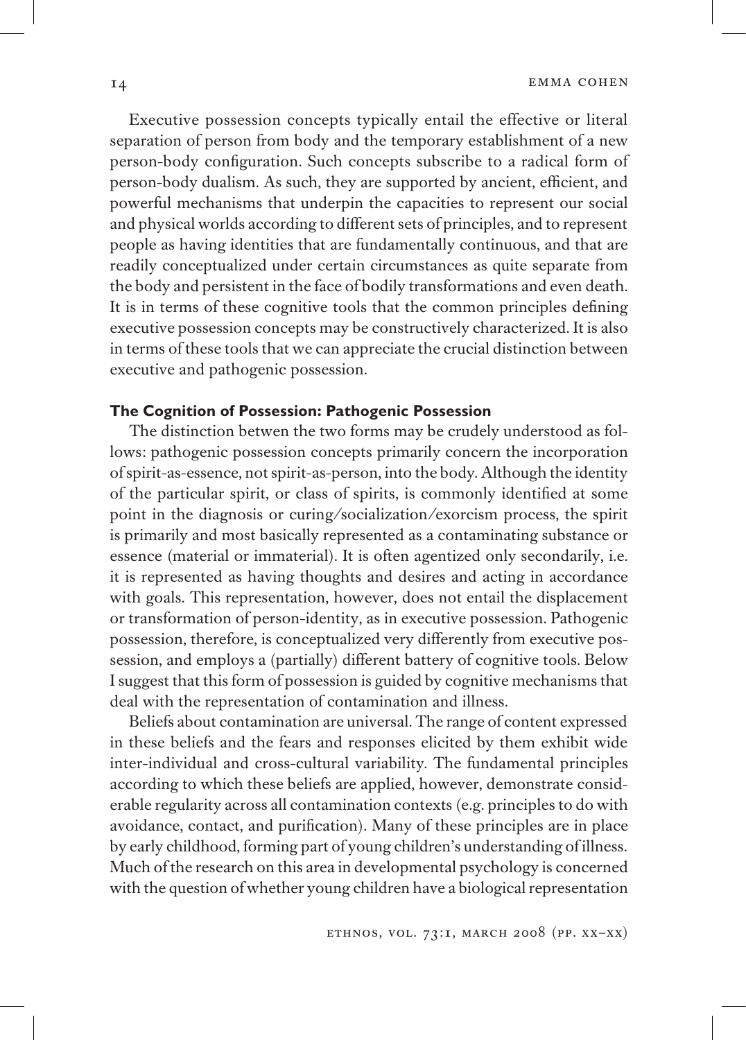Executive possession concepts typically entail the effective or literal separation of person from body and the temporary establishment of a new person-body configuration. Such concepts subscribe to a radical form of person-body dualism. As such, they are supported by ancient, efficient, and powerful mechanisms that underpin the capacities to represent our social and physical worlds according to different sets of principles, and to represent people as having identities that are fundamentally continuous, and that are readily conceptualized under certain circumstances as quite separate from the body and persistent in the face of bodily transformations and even death. It is in terms of these cognitive tools that the common principles defining executive possession concepts may be constructively characterized. It is also in terms of these tools that we can appreciate the crucial distinction between executive and pathogenic possession.

### The Cognition of Possession: Pathogenic Possession

The distinction betwen the two forms may be crudely understood as follows: pathogenic possession concepts primarily concern the incorporation of spirit-as-essence, not spirit-as-person, into the body. Although the identity of the particular spirit, or class of spirits, is commonly identified at some point in the diagnosis or curing/socialization/exorcism process, the spirit is primarily and most basically represented as a contaminating substance or essence (material or immaterial). It is often agentized only secondarily, i.e. it is represented as having thoughts and desires and acting in accordance with goals. This representation, however, does not entail the displacement or transformation of person-identity, as in executive possession. Pathogenic possession, therefore, is conceptualized very differently from executive possession, and employs a (partially) different battery of cognitive tools. Below I suggest that this form of possession is guided by cognitive mechanisms that deal with the representation of contamination and illness.

Beliefs about contamination are universal. The range of content expressed in these beliefs and the fears and responses elicited by them exhibit wide inter-individual and cross-cultural variability. The fundamental principles according to which these beliefs are applied, however, demonstrate considerable regularity across all contamination contexts (e.g. principles to do with avoidance, contact, and purification). Many of these principles are in place by early childhood, forming part of young children's understanding of illness. Much of the research on this area in developmental psychology is concerned with the question of whether young children have a biological representation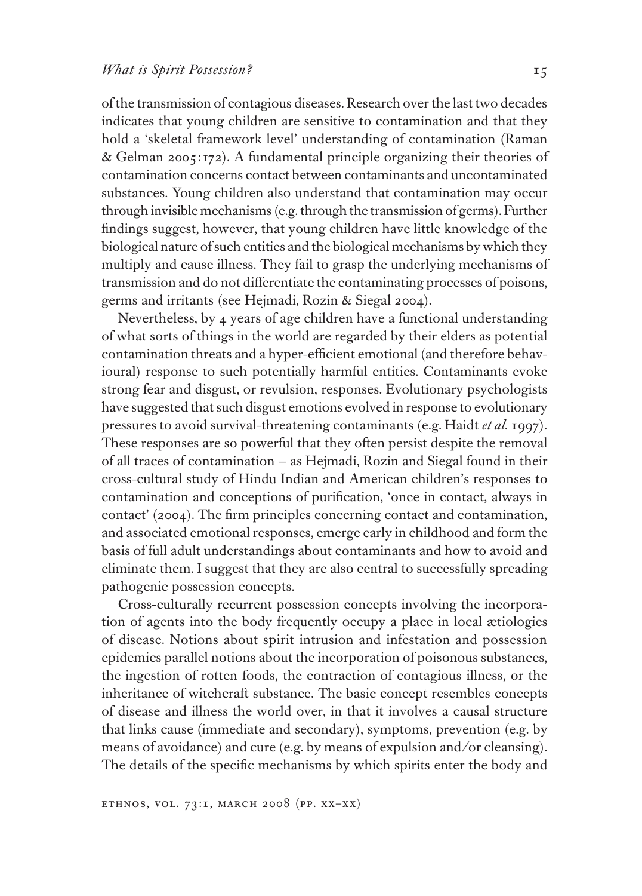of the transmission of contagious diseases. Research over the last two decades indicates that young children are sensitive to contamination and that they hold a 'skeletal framework level' understanding of contamination (Raman & Gelman 2005:172). A fundamental principle organizing their theories of contamination concerns contact between contaminants and uncontaminated substances. Young children also understand that contamination may occur through invisible mechanisms (e.g. through the transmission of germs). Further findings suggest, however, that young children have little knowledge of the biological nature of such entities and the biological mechanisms by which they multiply and cause illness. They fail to grasp the underlying mechanisms of transmission and do not differentiate the contaminating processes of poisons, germs and irritants (see Hejmadi, Rozin & Siegal 2004).

Nevertheless, by 4 years of age children have a functional understanding of what sorts of things in the world are regarded by their elders as potential contamination threats and a hyper-efficient emotional (and therefore behavioural) response to such potentially harmful entities. Contaminants evoke strong fear and disgust, or revulsion, responses. Evolutionary psychologists have suggested that such disgust emotions evolved in response to evolutionary pressures to avoid survival-threatening contaminants (e.g. Haidt *et al.* 1997). These responses are so powerful that they often persist despite the removal of all traces of contamination – as Hejmadi, Rozin and Siegal found in their cross-cultural study of Hindu Indian and American children's responses to contamination and conceptions of purification, 'once in contact, always in contact' (2004). The firm principles concerning contact and contamination, and associated emotional responses, emerge early in childhood and form the basis of full adult understandings about contaminants and how to avoid and eliminate them. I suggest that they are also central to successfully spreading pathogenic possession concepts.

Cross-culturally recurrent possession concepts involving the incorporation of agents into the body frequently occupy a place in local ætiologies of disease. Notions about spirit intrusion and infestation and possession epidemics parallel notions about the incorporation of poisonous substances, the ingestion of rotten foods, the contraction of contagious illness, or the inheritance of witchcraft substance. The basic concept resembles concepts of disease and illness the world over, in that it involves a causal structure that links cause (immediate and secondary), symptoms, prevention (e.g. by means of avoidance) and cure (e.g. by means of expulsion and/or cleansing). The details of the specific mechanisms by which spirits enter the body and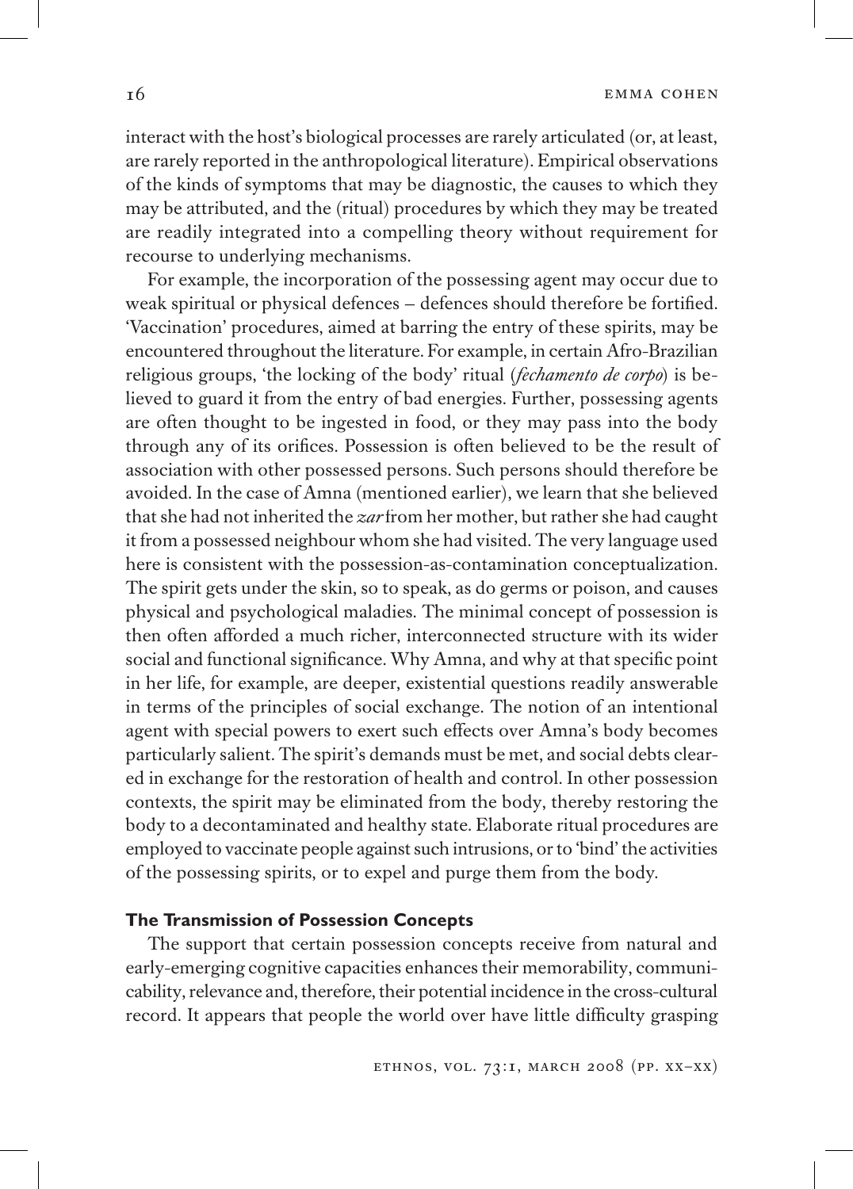interact with the host's biological processes are rarely articulated (or, at least, are rarely reported in the anthropological literature). Empirical observations of the kinds of symptoms that may be diagnostic, the causes to which they may be attributed, and the (ritual) procedures by which they may be treated are readily integrated into a compelling theory without requirement for recourse to underlying mechanisms.

For example, the incorporation of the possessing agent may occur due to weak spiritual or physical defences – defences should therefore be fortified. 'Vaccination' procedures, aimed at barring the entry of these spirits, may be encountered throughout the literature. For example, in certain Afro-Brazilian religious groups, 'the locking of the body' ritual (*fechamento de corpo*) is believed to guard it from the entry of bad energies. Further, possessing agents are often thought to be ingested in food, or they may pass into the body through any of its orifices. Possession is often believed to be the result of association with other possessed persons. Such persons should therefore be avoided. In the case of Amna (mentioned earlier), we learn that she believed that she had not inherited the *zar* from her mother, but rather she had caught it from a possessed neighbour whom she had visited. The very language used here is consistent with the possession-as-contamination conceptualization. The spirit gets under the skin, so to speak, as do germs or poison, and causes physical and psychological maladies. The minimal concept of possession is then often afforded a much richer, interconnected structure with its wider social and functional significance. Why Amna, and why at that specific point in her life, for example, are deeper, existential questions readily answerable in terms of the principles of social exchange. The notion of an intentional agent with special powers to exert such effects over Amna's body becomes particularly salient. The spirit's demands must be met, and social debts cleared in exchange for the restoration of health and control. In other possession contexts, the spirit may be eliminated from the body, thereby restoring the body to a decontaminated and healthy state. Elaborate ritual procedures are employed to vaccinate people against such intrusions, or to 'bind' the activities of the possessing spirits, or to expel and purge them from the body.

### The Transmission of Possession Concepts

The support that certain possession concepts receive from natural and early-emerging cognitive capacities enhances their memorability, communicability, relevance and, therefore, their potential incidence in the cross-cultural record. It appears that people the world over have little difficulty grasping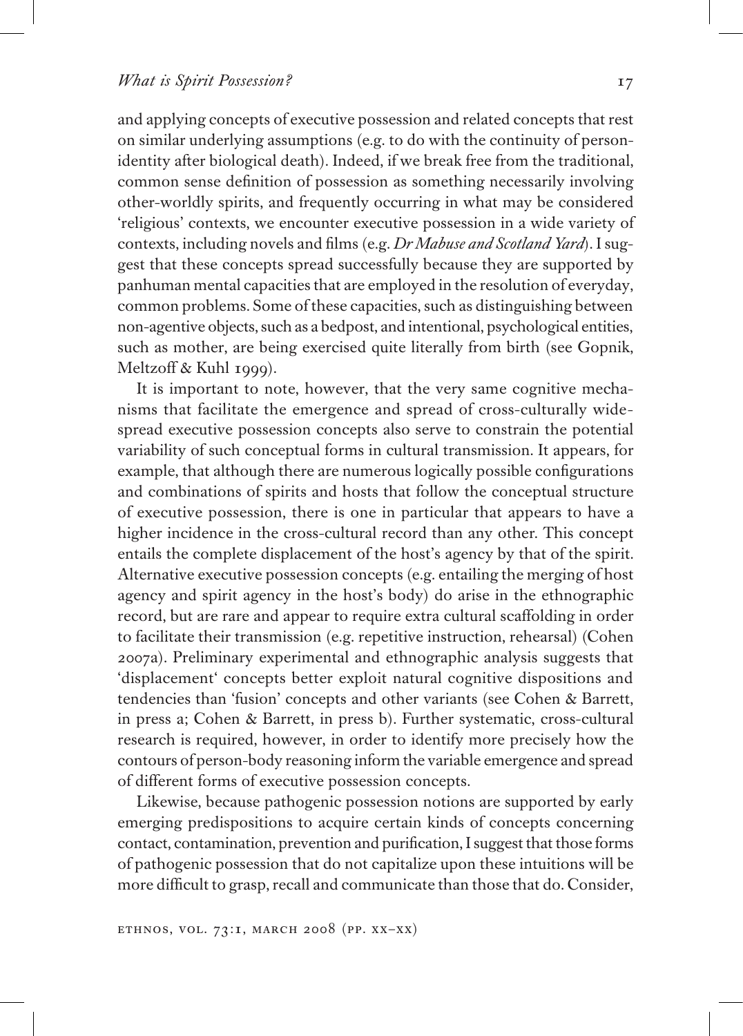and applying concepts of executive possession and related concepts that rest on similar underlying assumptions (e.g. to do with the continuity of person-identity after biological death). Indeed, if we break free from the traditional, common sense definition of possession as something necessarily involving other-worldly spirits, and frequently occurring in what may be considered 'religious' contexts, we encounter executive possession in a wide variety of contexts, including novels and films (e.g. *Dr Mabuse and Scotland Yard*). I suggest that these concepts spread successfully because they are supported by panhuman mental capacities that are employed in the resolution of everyday, common problems. Some of these capacities, such as distinguishing between non-agentive objects, such as a bedpost, and intentional, psychological entities, such as mother, are being exercised quite literally from birth (see Gopnik, Meltzoff & Kuhl 1999).

It is important to note, however, that the very same cognitive mechanisms that facilitate the emergence and spread of cross-culturally widespread executive possession concepts also serve to constrain the potential variability of such conceptual forms in cultural transmission. It appears, for example, that although there are numerous logically possible configurations and combinations of spirits and hosts that follow the conceptual structure of executive possession, there is one in particular that appears to have a higher incidence in the cross-cultural record than any other. This concept entails the complete displacement of the host's agency by that of the spirit. Alternative executive possession concepts (e.g. entailing the merging of host agency and spirit agency in the host's body) do arise in the ethnographic record, but are rare and appear to require extra cultural scaffolding in order to facilitate their transmission (e.g. repetitive instruction, rehearsal) (Cohen 2007a). Preliminary experimental and ethnographic analysis suggests that 'displacement' concepts better exploit natural cognitive dispositions and tendencies than 'fusion' concepts and other variants (see Cohen & Barrett, in press a; Cohen & Barrett, in press b). Further systematic, cross-cultural research is required, however, in order to identify more precisely how the contours of person-body reasoning inform the variable emergence and spread of different forms of executive possession concepts.

Likewise, because pathogenic possession notions are supported by early emerging predispositions to acquire certain kinds of concepts concerning contact, contamination, prevention and purification, I suggest that those forms of pathogenic possession that do not capitalize upon these intuitions will be more difficult to grasp, recall and communicate than those that do. Consider,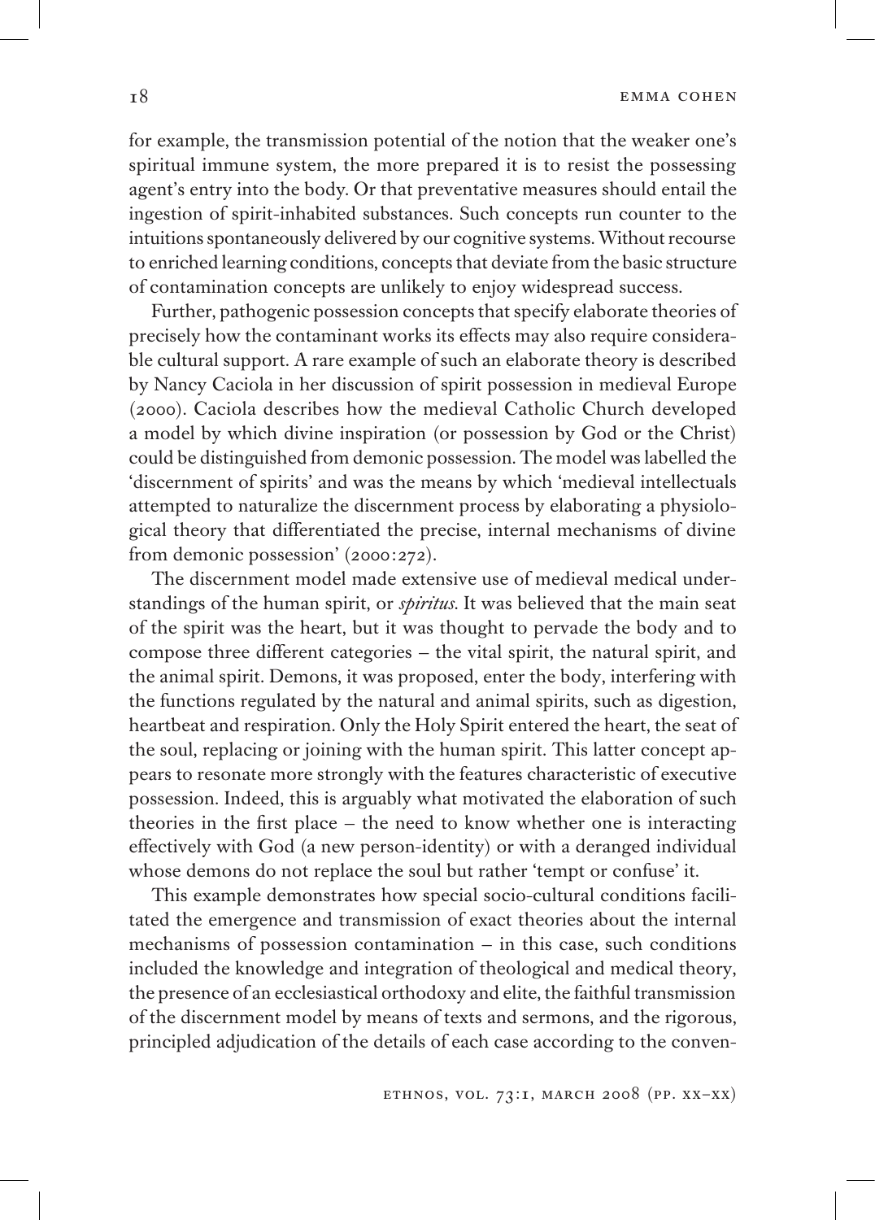for example, the transmission potential of the notion that the weaker one's spiritual immune system, the more prepared it is to resist the possessing agent's entry into the body. Or that preventative measures should entail the ingestion of spirit-inhabited substances. Such concepts run counter to the intuitions spontaneously delivered by our cognitive systems. Without recourse to enriched learning conditions, concepts that deviate from the basic structure of contamination concepts are unlikely to enjoy widespread success.

Further, pathogenic possession concepts that specify elaborate theories of precisely how the contaminant works its effects may also require considerable cultural support. A rare example of such an elaborate theory is described by Nancy Caciola in her discussion of spirit possession in medieval Europe (2000). Caciola describes how the medieval Catholic Church developed a model by which divine inspiration (or possession by God or the Christ) could be distinguished from demonic possession. The model was labelled the 'discernment of spirits' and was the means by which 'medieval intellectuals attempted to naturalize the discernment process by elaborating a physiological theory that differentiated the precise, internal mechanisms of divine from demonic possession' (2000:272).

The discernment model made extensive use of medieval medical understandings of the human spirit, or *spiritus*. It was believed that the main seat of the spirit was the heart, but it was thought to pervade the body and to compose three different categories – the vital spirit, the natural spirit, and the animal spirit. Demons, it was proposed, enter the body, interfering with the functions regulated by the natural and animal spirits, such as digestion, heartbeat and respiration. Only the Holy Spirit entered the heart, the seat of the soul, replacing or joining with the human spirit. This latter concept appears to resonate more strongly with the features characteristic of executive possession. Indeed, this is arguably what motivated the elaboration of such theories in the first place – the need to know whether one is interacting effectively with God (a new person-identity) or with a deranged individual whose demons do not replace the soul but rather 'tempt or confuse' it.

This example demonstrates how special socio-cultural conditions facilitated the emergence and transmission of exact theories about the internal mechanisms of possession contamination – in this case, such conditions included the knowledge and integration of theological and medical theory, the presence of an ecclesiastical orthodoxy and elite, the faithful transmission of the discernment model by means of texts and sermons, and the rigorous, principled adjudication of the details of each case according to the conven-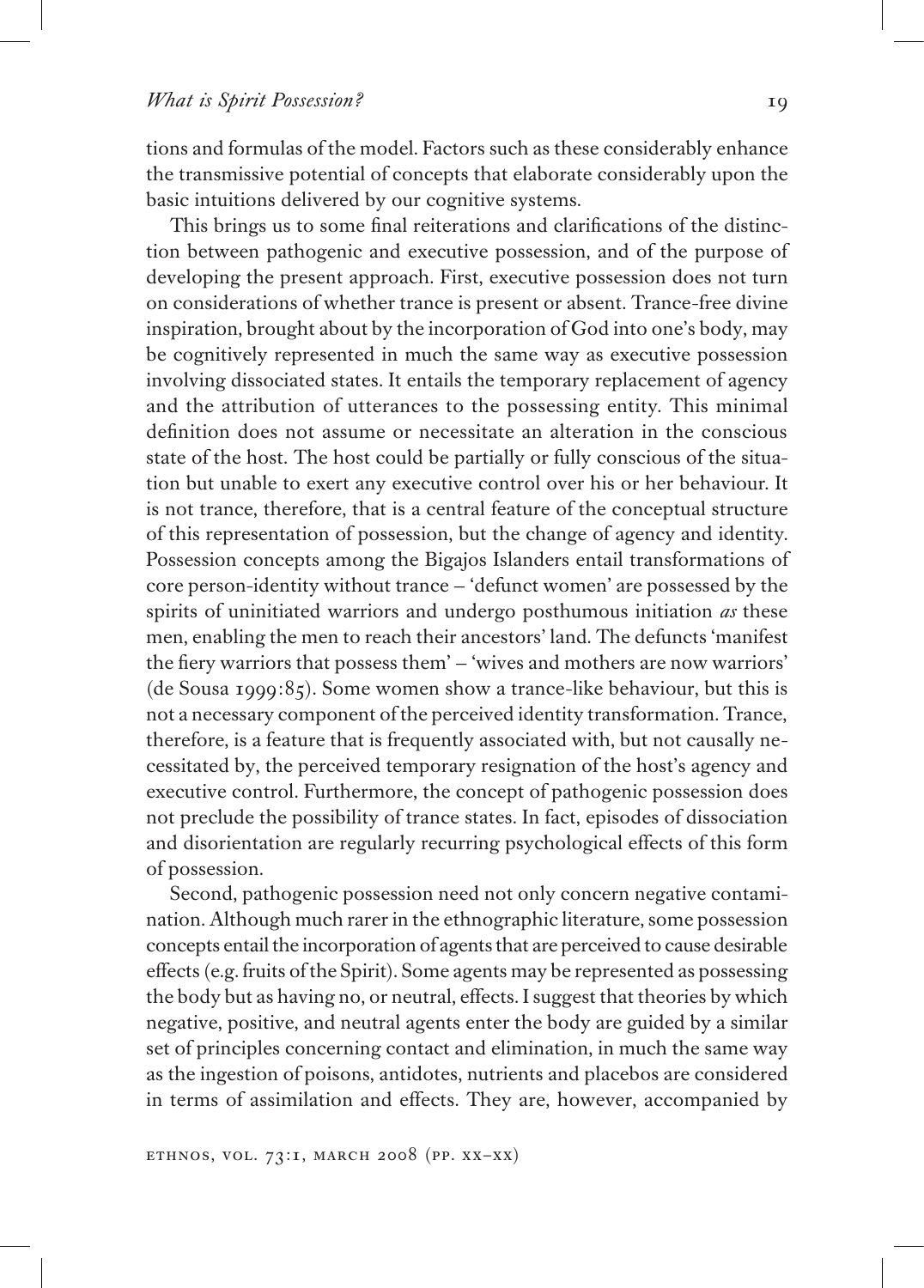tions and formulas of the model. Factors such as these considerably enhance the transmissive potential of concepts that elaborate considerably upon the basic intuitions delivered by our cognitive systems.

This brings us to some final reiterations and clarifications of the distinction between pathogenic and executive possession, and of the purpose of developing the present approach. First, executive possession does not turn on considerations of whether trance is present or absent. Trance-free divine inspiration, brought about by the incorporation of God into one's body, may be cognitively represented in much the same way as executive possession involving dissociated states. It entails the temporary replacement of agency and the attribution of utterances to the possessing entity. This minimal definition does not assume or necessitate an alteration in the conscious state of the host. The host could be partially or fully conscious of the situation but unable to exert any executive control over his or her behaviour. It is not trance, therefore, that is a central feature of the conceptual structure of this representation of possession, but the change of agency and identity. Possession concepts among the Bigajos Islanders entail transformations of core person-identity without trance – 'defunct women' are possessed by the spirits of uninitiated warriors and undergo posthumous initiation *as* these men, enabling the men to reach their ancestors' land. The defuncts 'manifest the fiery warriors that possess them' – 'wives and mothers are now warriors' (de Sousa 1999:85). Some women show a trance-like behaviour, but this is not a necessary component of the perceived identity transformation. Trance, therefore, is a feature that is frequently associated with, but not causally necessitated by, the perceived temporary resignation of the host's agency and executive control. Furthermore, the concept of pathogenic possession does not preclude the possibility of trance states. In fact, episodes of dissociation and disorientation are regularly recurring psychological effects of this form of possession.

Second, pathogenic possession need not only concern negative contamination. Although much rarer in the ethnographic literature, some possession concepts entail the incorporation of agents that are perceived to cause desirable effects (e.g. fruits of the Spirit). Some agents may be represented as possessing the body but as having no, or neutral, effects. I suggest that theories by which negative, positive, and neutral agents enter the body are guided by a similar set of principles concerning contact and elimination, in much the same way as the ingestion of poisons, antidotes, nutrients and placebos are considered in terms of assimilation and effects. They are, however, accompanied by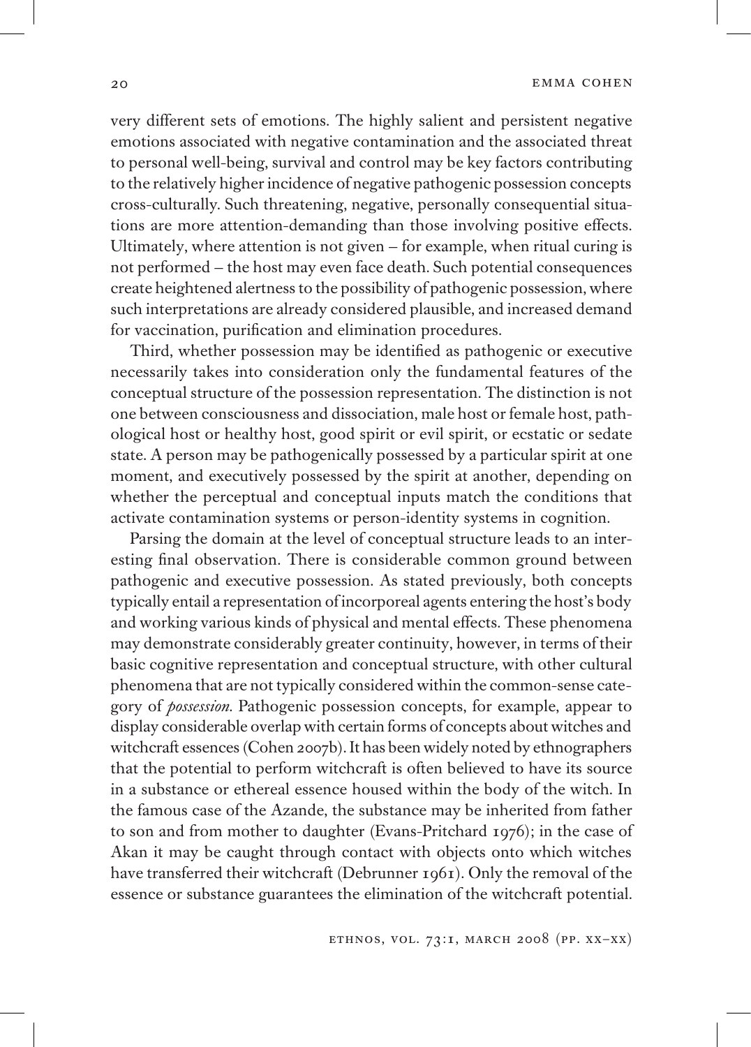very different sets of emotions. The highly salient and persistent negative emotions associated with negative contamination and the associated threat to personal well-being, survival and control may be key factors contributing to the relatively higher incidence of negative pathogenic possession concepts cross-culturally. Such threatening, negative, personally consequential situations are more attention-demanding than those involving positive effects. Ultimately, where attention is not given – for example, when ritual curing is not performed – the host may even face death. Such potential consequences create heightened alertness to the possibility of pathogenic possession, where such interpretations are already considered plausible, and increased demand for vaccination, purification and elimination procedures.

Third, whether possession may be identified as pathogenic or executive necessarily takes into consideration only the fundamental features of the conceptual structure of the possession representation. The distinction is not one between consciousness and dissociation, male host or female host, pathological host or healthy host, good spirit or evil spirit, or ecstatic or sedate state. A person may be pathogenically possessed by a particular spirit at one moment, and executively possessed by the spirit at another, depending on whether the perceptual and conceptual inputs match the conditions that activate contamination systems or person-identity systems in cognition.

Parsing the domain at the level of conceptual structure leads to an interesting final observation. There is considerable common ground between pathogenic and executive possession. As stated previously, both concepts typically entail a representation of incorporeal agents entering the host's body and working various kinds of physical and mental effects. These phenomena may demonstrate considerably greater continuity, however, in terms of their basic cognitive representation and conceptual structure, with other cultural phenomena that are not typically considered within the common-sense category of *possession*. Pathogenic possession concepts, for example, appear to display considerable overlap with certain forms of concepts about witches and witchcraft essences (Cohen 2007b). It has been widely noted by ethnographers that the potential to perform witchcraft is often believed to have its source in a substance or ethereal essence housed within the body of the witch. In the famous case of the Azande, the substance may be inherited from father to son and from mother to daughter (Evans-Pritchard 1976); in the case of Akan it may be caught through contact with objects onto which witches have transferred their witchcraft (Debrunner 1961). Only the removal of the essence or substance guarantees the elimination of the witchcraft potential.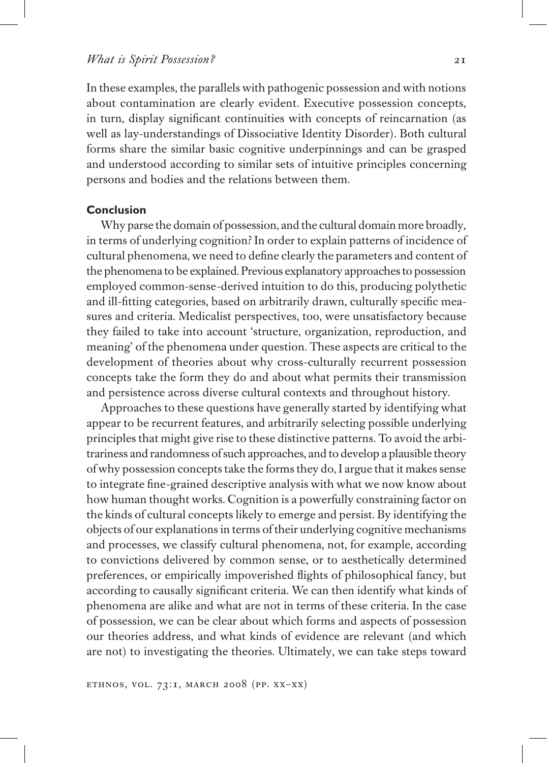In these examples, the parallels with pathogenic possession and with notions about contamination are clearly evident. Executive possession concepts, in turn, display significant continuities with concepts of reincarnation (as well as lay-understandings of Dissociative Identity Disorder). Both cultural forms share the similar basic cognitive underpinnings and can be grasped and understood according to similar sets of intuitive principles concerning persons and bodies and the relations between them.

## Conclusion

Why parse the domain of possession, and the cultural domain more broadly, in terms of underlying cognition? In order to explain patterns of incidence of cultural phenomena, we need to define clearly the parameters and content of the phenomena to be explained. Previous explanatory approaches to possession employed common-sense-derived intuition to do this, producing polythetic and ill-fitting categories, based on arbitrarily drawn, culturally specific measures and criteria. Medicalist perspectives, too, were unsatisfactory because they failed to take into account 'structure, organization, reproduction, and meaning' of the phenomena under question. These aspects are critical to the development of theories about why cross-culturally recurrent possession concepts take the form they do and about what permits their transmission and persistence across diverse cultural contexts and throughout history.

Approaches to these questions have generally started by identifying what appear to be recurrent features, and arbitrarily selecting possible underlying principles that might give rise to these distinctive patterns. To avoid the arbitrariness and randomness of such approaches, and to develop a plausible theory of why possession concepts take the forms they do, I argue that it makes sense to integrate fine-grained descriptive analysis with what we now know about how human thought works. Cognition is a powerfully constraining factor on the kinds of cultural concepts likely to emerge and persist. By identifying the objects of our explanations in terms of their underlying cognitive mechanisms and processes, we classify cultural phenomena, not, for example, according to convictions delivered by common sense, or to aesthetically determined preferences, or empirically impoverished flights of philosophical fancy, but according to causally significant criteria. We can then identify what kinds of phenomena are alike and what are not in terms of these criteria. In the case of possession, we can be clear about which forms and aspects of possession our theories address, and what kinds of evidence are relevant (and which are not) to investigating the theories. Ultimately, we can take steps toward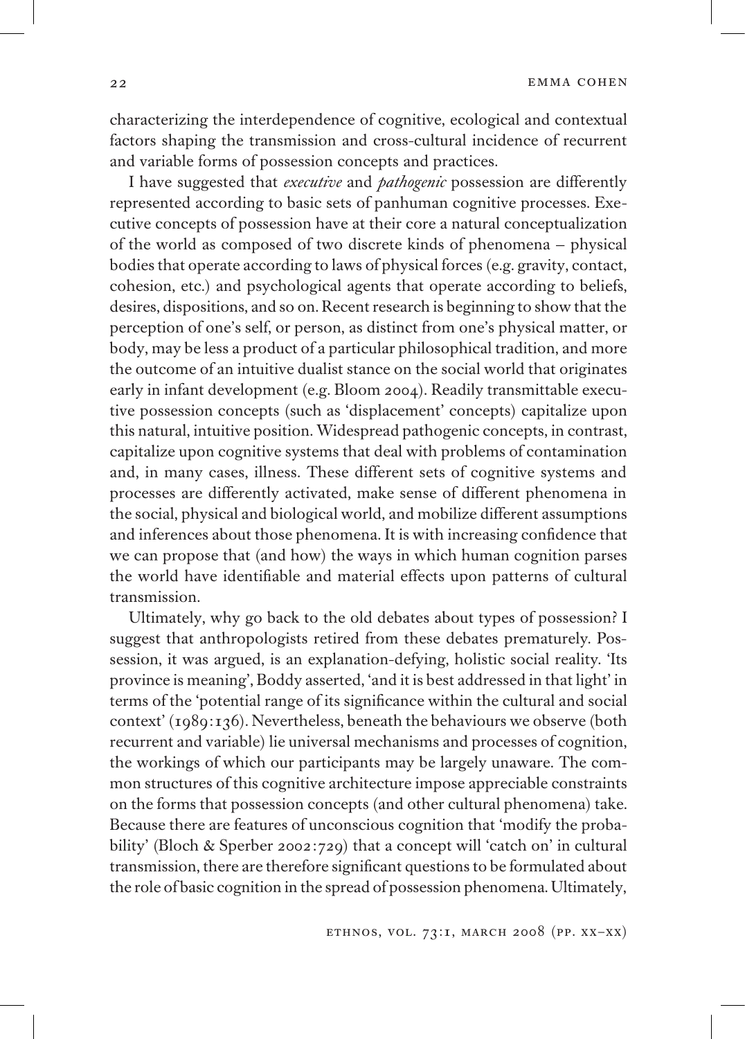characterizing the interdependence of cognitive, ecological and contextual factors shaping the transmission and cross-cultural incidence of recurrent and variable forms of possession concepts and practices.

I have suggested that *executive* and *pathogenic* possession are differently represented according to basic sets of panhuman cognitive processes. Executive concepts of possession have at their core a natural conceptualization of the world as composed of two discrete kinds of phenomena – physical bodies that operate according to laws of physical forces (e.g. gravity, contact, cohesion, etc.) and psychological agents that operate according to beliefs, desires, dispositions, and so on. Recent research is beginning to show that the perception of one's self, or person, as distinct from one's physical matter, or body, may be less a product of a particular philosophical tradition, and more the outcome of an intuitive dualist stance on the social world that originates early in infant development (e.g. Bloom 2004). Readily transmittable executive possession concepts (such as 'displacement' concepts) capitalize upon this natural, intuitive position. Widespread pathogenic concepts, in contrast, capitalize upon cognitive systems that deal with problems of contamination and, in many cases, illness. These different sets of cognitive systems and processes are differently activated, make sense of different phenomena in the social, physical and biological world, and mobilize different assumptions and inferences about those phenomena. It is with increasing confidence that we can propose that (and how) the ways in which human cognition parses the world have identifiable and material effects upon patterns of cultural transmission.

Ultimately, why go back to the old debates about types of possession? I suggest that anthropologists retired from these debates prematurely. Possession, it was argued, is an explanation-defying, holistic social reality. 'Its province is meaning', Boddy asserted, 'and it is best addressed in that light' in terms of the 'potential range of its significance within the cultural and social context' (1989:136). Nevertheless, beneath the behaviours we observe (both recurrent and variable) lie universal mechanisms and processes of cognition, the workings of which our participants may be largely unaware. The common structures of this cognitive architecture impose appreciable constraints on the forms that possession concepts (and other cultural phenomena) take. Because there are features of unconscious cognition that 'modify the probability' (Bloch & Sperber 2002:729) that a concept will 'catch on' in cultural transmission, there are therefore significant questions to be formulated about the role of basic cognition in the spread of possession phenomena. Ultimately,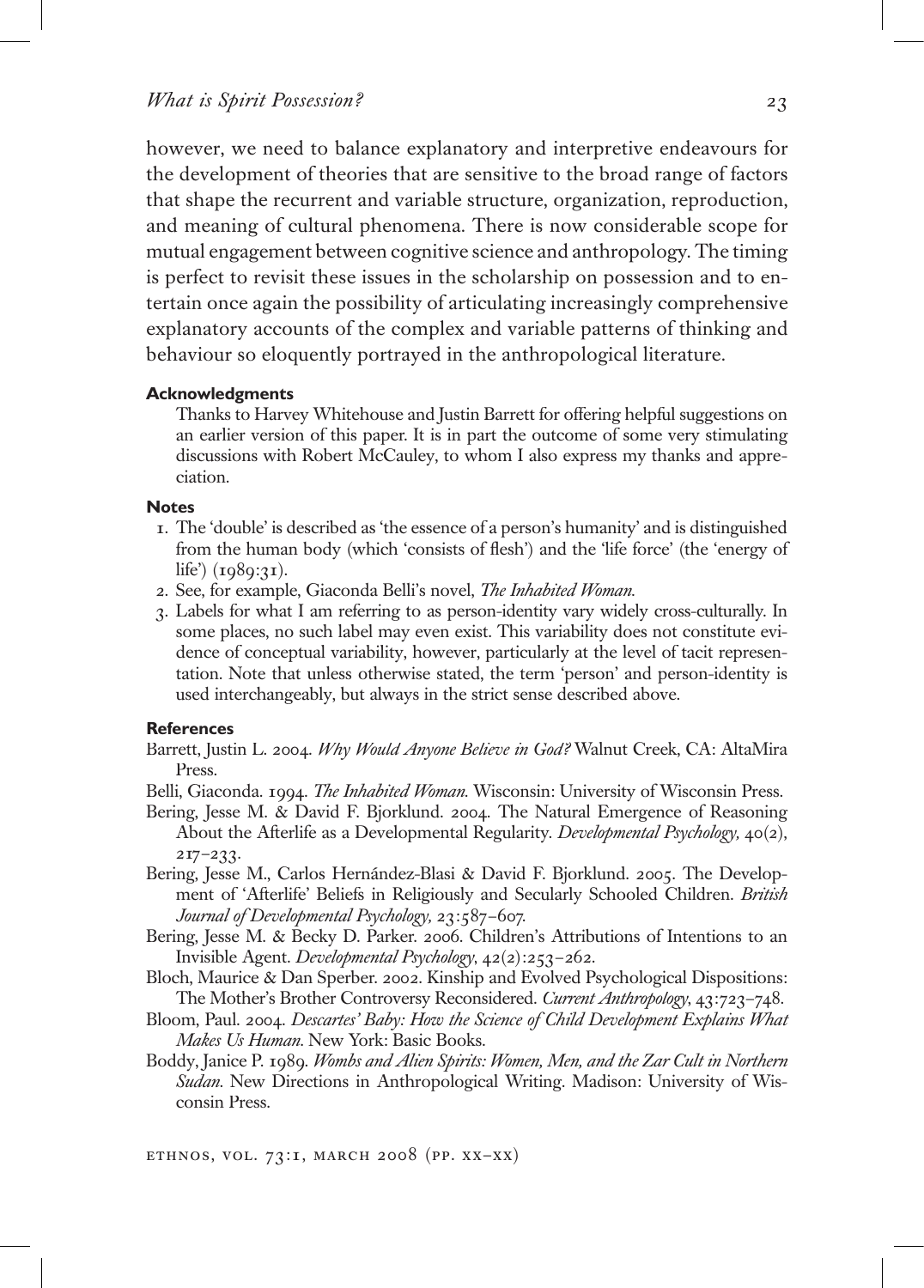however, we need to balance explanatory and interpretive endeavours for the development of theories that are sensitive to the broad range of factors that shape the recurrent and variable structure, organization, reproduction, and meaning of cultural phenomena. There is now considerable scope for mutual engagement between cognitive science and anthropology. The timing is perfect to revisit these issues in the scholarship on possession and to entertain once again the possibility of articulating increasingly comprehensive explanatory accounts of the complex and variable patterns of thinking and behaviour so eloquently portrayed in the anthropological literature.

#### Acknowledgments

Thanks to Harvey Whitehouse and Justin Barrett for offering helpful suggestions on an earlier version of this paper. It is in part the outcome of some very stimulating discussions with Robert McCauley, to whom I also express my thanks and appreciation.

#### Notes

1. The 'double' is described as 'the essence of a person's humanity' and is distinguished from the human body (which 'consists of flesh') and the 'life force' (the 'energy of life') (1989:31).
2. See, for example, Giaconda Belli's novel, *The Inhabited Woman*.
3. Labels for what I am referring to as person-identity vary widely cross-culturally. In some places, no such label may even exist. This variability does not constitute evidence of conceptual variability, however, particularly at the level of tacit representation. Note that unless otherwise stated, the term 'person' and person-identity is used interchangeably, but always in the strict sense described above.

#### References

Barrett, Justin L. 2004. *Why Would Anyone Believe in God?* Walnut Creek, CA: AltaMira Press.

Belli, Giaconda. 1994. *The Inhabited Woman*. Wisconsin: University of Wisconsin Press.

Bering, Jesse M. & David F. Bjorklund. 2004. The Natural Emergence of Reasoning About the Afterlife as a Developmental Regularity. *Developmental Psychology,* 40(2), 217–233.

Bering, Jesse M., Carlos Hernández-Blasi & David F. Bjorklund. 2005. The Development of 'Afterlife' Beliefs in Religiously and Secularly Schooled Children. *British Journal of Developmental Psychology,* 23:587–607.

Bering, Jesse M. & Becky D. Parker. 2006. Children's Attributions of Intentions to an Invisible Agent. *Developmental Psychology*, 42(2):253–262.

Bloch, Maurice & Dan Sperber. 2002. Kinship and Evolved Psychological Dispositions: The Mother's Brother Controversy Reconsidered. *Current Anthropology*, 43:723–748.

Bloom, Paul. 2004. *Descartes' Baby: How the Science of Child Development Explains What Makes Us Human*. New York: Basic Books.

Boddy, Janice P. 1989. *Wombs and Alien Spirits: Women, Men, and the Zar Cult in Northern Sudan*. New Directions in Anthropological Writing. Madison: University of Wisconsin Press.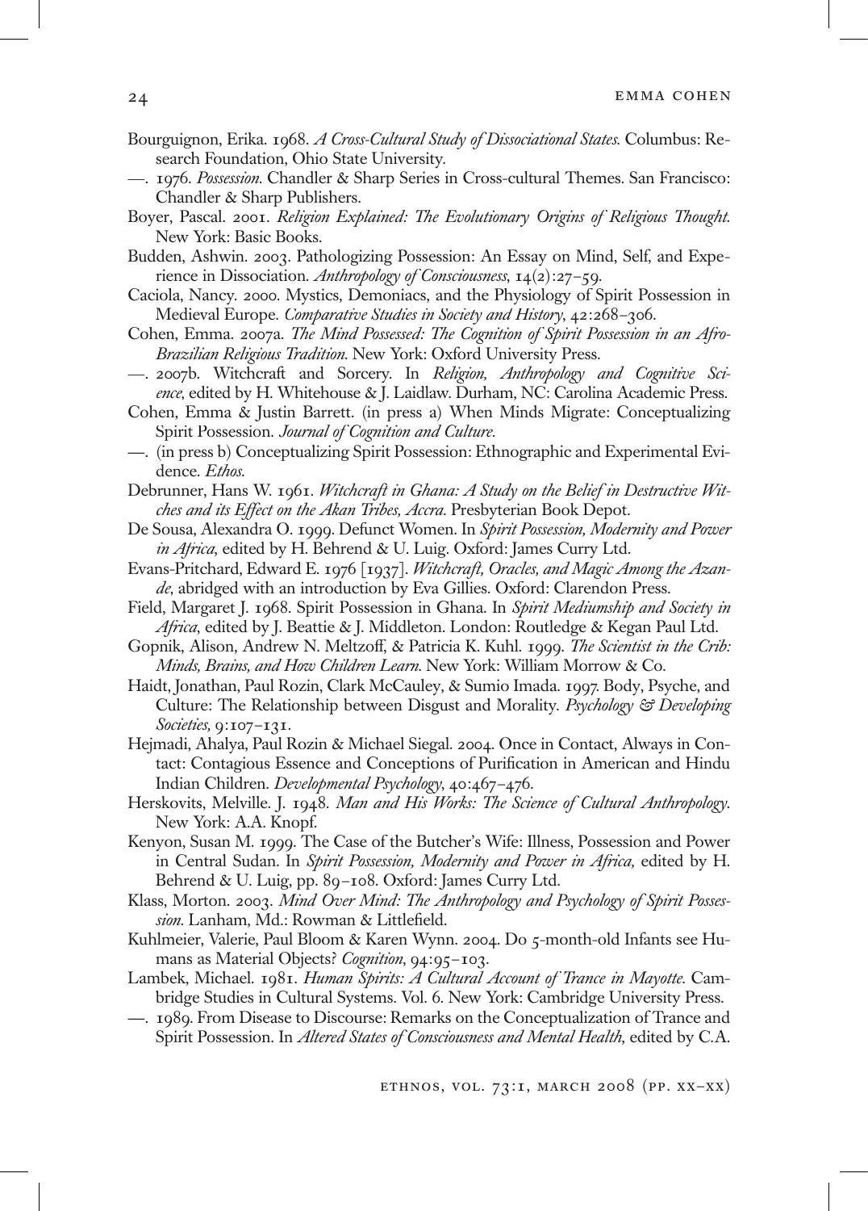Bourguignon, Erika. 1968. *A Cross-Cultural Study of Dissociational States.* Columbus: Research Foundation, Ohio State University.

—. 1976. *Possession.* Chandler & Sharp Series in Cross-cultural Themes. San Francisco: Chandler & Sharp Publishers.

Boyer, Pascal. 2001. *Religion Explained: The Evolutionary Origins of Religious Thought.* New York: Basic Books.

Budden, Ashwin. 2003. Pathologizing Possession: An Essay on Mind, Self, and Experience in Dissociation. *Anthropology of Consciousness*, 14(2):27–59.

Caciola, Nancy. 2000. Mystics, Demoniacs, and the Physiology of Spirit Possession in Medieval Europe. *Comparative Studies in Society and History*, 42:268–306.

Cohen, Emma. 2007a. *The Mind Possessed: The Cognition of Spirit Possession in an Afro-Brazilian Religious Tradition.* New York: Oxford University Press.

—. 2007b. Witchcraft and Sorcery. In *Religion, Anthropology and Cognitive Science*, edited by H. Whitehouse & J. Laidlaw. Durham, NC: Carolina Academic Press.

Cohen, Emma & Justin Barrett. (in press a) When Minds Migrate: Conceptualizing Spirit Possession. *Journal of Cognition and Culture.*

—. (in press b) Conceptualizing Spirit Possession: Ethnographic and Experimental Evidence. *Ethos.*

Debrunner, Hans W. 1961. *Witchcraft in Ghana: A Study on the Belief in Destructive Witches and its Effect on the Akan Tribes, Accra.* Presbyterian Book Depot.

De Sousa, Alexandra O. 1999. Defunct Women. In *Spirit Possession, Modernity and Power in Africa*, edited by H. Behrend & U. Luig. Oxford: James Curry Ltd.

Evans-Pritchard, Edward E. 1976 [1937]. *Witchcraft, Oracles, and Magic Among the Azande*, abridged with an introduction by Eva Gillies. Oxford: Clarendon Press.

Field, Margaret J. 1968. Spirit Possession in Ghana. In *Spirit Mediumship and Society in Africa*, edited by J. Beattie & J. Middleton. London: Routledge & Kegan Paul Ltd.

Gopnik, Alison, Andrew N. Meltzoff, & Patricia K. Kuhl. 1999. *The Scientist in the Crib: Minds, Brains, and How Children Learn.* New York: William Morrow & Co.

Haidt, Jonathan, Paul Rozin, Clark McCauley, & Sumio Imada. 1997. Body, Psyche, and Culture: The Relationship between Disgust and Morality. *Psychology & Developing Societies,* 9:107–131.

Hejmadi, Ahalya, Paul Rozin & Michael Siegal. 2004. Once in Contact, Always in Contact: Contagious Essence and Conceptions of Purification in American and Hindu Indian Children. *Developmental Psychology*, 40:467–476.

Herskovits, Melville. J. 1948. *Man and His Works: The Science of Cultural Anthropology.* New York: A.A. Knopf.

Kenyon, Susan M. 1999. The Case of the Butcher's Wife: Illness, Possession and Power in Central Sudan. In *Spirit Possession, Modernity and Power in Africa,* edited by H. Behrend & U. Luig, pp. 89–108. Oxford: James Curry Ltd.

Klass, Morton. 2003. *Mind Over Mind: The Anthropology and Psychology of Spirit Possession.* Lanham, Md.: Rowman & Littlefield.

Kuhlmeier, Valerie, Paul Bloom & Karen Wynn. 2004. Do 5-month-old Infants see Humans as Material Objects? *Cognition*, 94:95–103.

Lambek, Michael. 1981. *Human Spirits: A Cultural Account of Trance in Mayotte.* Cambridge Studies in Cultural Systems. Vol. 6. New York: Cambridge University Press.

—. 1989. From Disease to Discourse: Remarks on the Conceptualization of Trance and Spirit Possession. In *Altered States of Consciousness and Mental Health*, edited by C.A.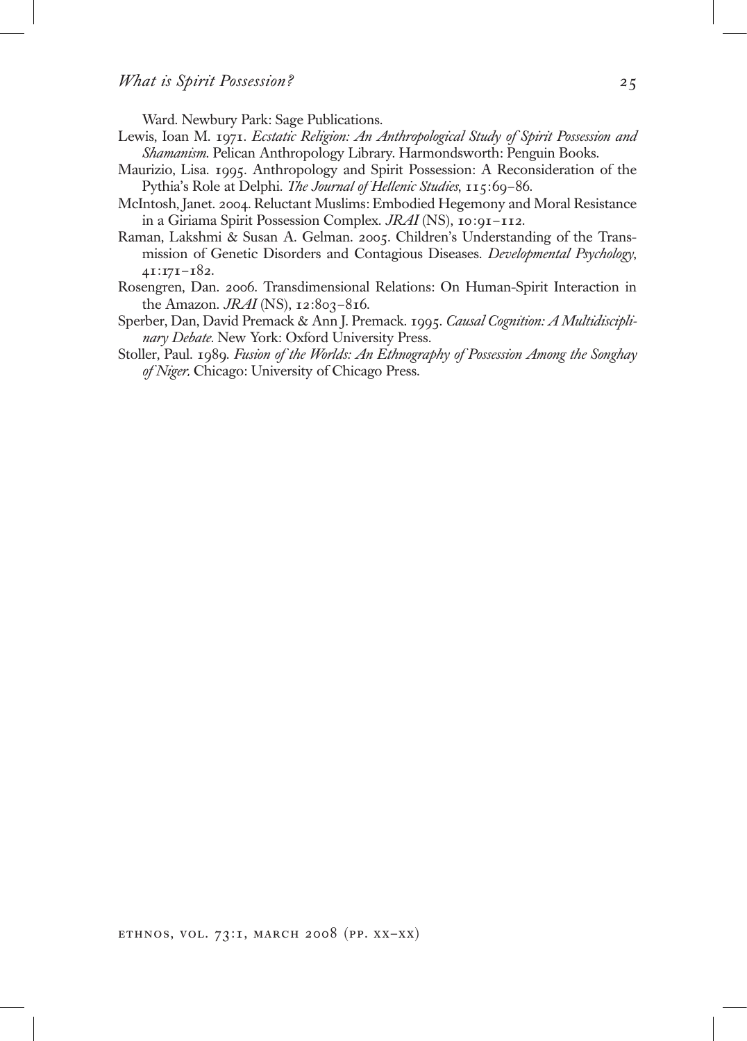Ward. Newbury Park: Sage Publications.

Lewis, Ioan M. 1971. *Ecstatic Religion: An Anthropological Study of Spirit Possession and Shamanism*. Pelican Anthropology Library. Harmondsworth: Penguin Books.

Maurizio, Lisa. 1995. Anthropology and Spirit Possession: A Reconsideration of the Pythia's Role at Delphi. *The Journal of Hellenic Studies*, 115:69–86.

McIntosh, Janet. 2004. Reluctant Muslims: Embodied Hegemony and Moral Resistance in a Giriama Spirit Possession Complex. *JRAI* (NS), 10:91–112.

Raman, Lakshmi & Susan A. Gelman. 2005. Children's Understanding of the Transmission of Genetic Disorders and Contagious Diseases. *Developmental Psychology*, 41:171–182.

Rosengren, Dan. 2006. Transdimensional Relations: On Human-Spirit Interaction in the Amazon. *JRAI* (NS), 12:803–816.

Sperber, Dan, David Premack & Ann J. Premack. 1995. *Causal Cognition: A Multidisciplinary Debate*. New York: Oxford University Press.

Stoller, Paul. 1989. *Fusion of the Worlds: An Ethnography of Possession Among the Songhay of Niger*. Chicago: University of Chicago Press.